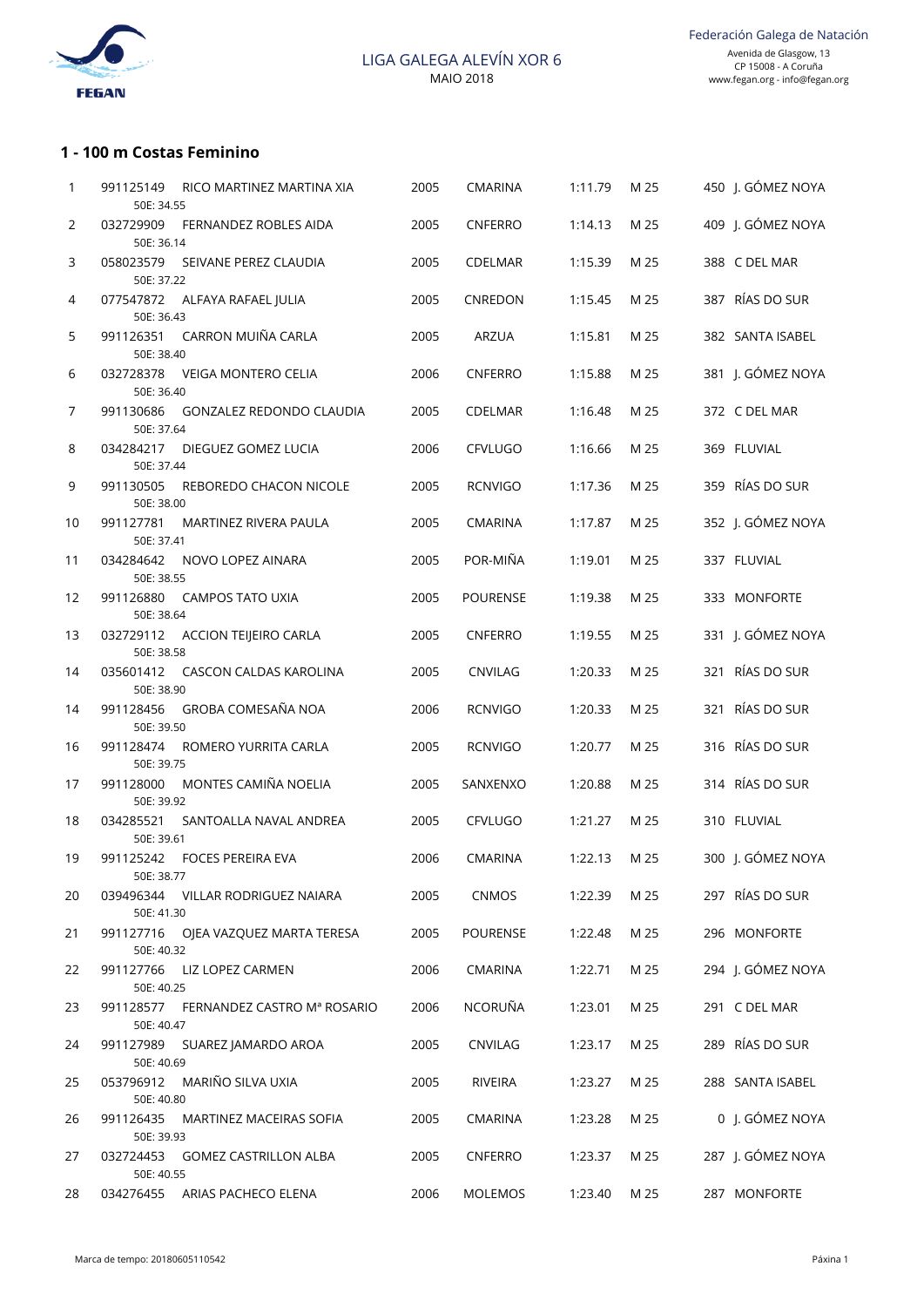LIGA GALEGA ALEVÍN XOR 6
MAIO 2018

Federación Galega de Natación
Avenida de Glasgow, 13
CP 15008 - A Coruña
www.fegan.org - info@fegan.org

## 1 - 100 m Costas Feminino

| Pos | Licenza | Nome | Ano | Club | Tempo | Piscina | Puntos | Sede |
|---|---|---|---|---|---|---|---|---|
| 1 | 991125149 | RICO MARTINEZ MARTINA XIA<br>50E: 34.55 | 2005 | CMARINA | 1:11.79 | M 25 | 450 | J. GÓMEZ NOYA |
| 2 | 032729909 | FERNANDEZ ROBLES AIDA<br>50E: 36.14 | 2005 | CNFERRO | 1:14.13 | M 25 | 409 | J. GÓMEZ NOYA |
| 3 | 058023579 | SEIVANE PEREZ CLAUDIA<br>50E: 37.22 | 2005 | CDELMAR | 1:15.39 | M 25 | 388 | C DEL MAR |
| 4 | 077547872 | ALFAYA RAFAEL JULIA<br>50E: 36.43 | 2005 | CNREDON | 1:15.45 | M 25 | 387 | RÍAS DO SUR |
| 5 | 991126351 | CARRON MUIÑA CARLA<br>50E: 38.40 | 2005 | ARZUA | 1:15.81 | M 25 | 382 | SANTA ISABEL |
| 6 | 032728378 | VEIGA MONTERO CELIA<br>50E: 36.40 | 2006 | CNFERRO | 1:15.88 | M 25 | 381 | J. GÓMEZ NOYA |
| 7 | 991130686 | GONZALEZ REDONDO CLAUDIA<br>50E: 37.64 | 2005 | CDELMAR | 1:16.48 | M 25 | 372 | C DEL MAR |
| 8 | 034284217 | DIEGUEZ GOMEZ LUCIA<br>50E: 37.44 | 2006 | CFVLUGO | 1:16.66 | M 25 | 369 | FLUVIAL |
| 9 | 991130505 | REBOREDO CHACON NICOLE<br>50E: 38.00 | 2005 | RCNVIGO | 1:17.36 | M 25 | 359 | RÍAS DO SUR |
| 10 | 991127781 | MARTINEZ RIVERA PAULA<br>50E: 37.41 | 2005 | CMARINA | 1:17.87 | M 25 | 352 | J. GÓMEZ NOYA |
| 11 | 034284642 | NOVO LOPEZ AINARA<br>50E: 38.55 | 2005 | POR-MIÑA | 1:19.01 | M 25 | 337 | FLUVIAL |
| 12 | 991126880 | CAMPOS TATO UXIA<br>50E: 38.64 | 2005 | POURENSE | 1:19.38 | M 25 | 333 | MONFORTE |
| 13 | 032729112 | ACCION TEIJEIRO CARLA<br>50E: 38.58 | 2005 | CNFERRO | 1:19.55 | M 25 | 331 | J. GÓMEZ NOYA |
| 14 | 035601412 | CASCON CALDAS KAROLINA<br>50E: 38.90 | 2005 | CNVILAG | 1:20.33 | M 25 | 321 | RÍAS DO SUR |
| 14 | 991128456 | GROBA COMESAÑA NOA<br>50E: 39.50 | 2006 | RCNVIGO | 1:20.33 | M 25 | 321 | RÍAS DO SUR |
| 16 | 991128474 | ROMERO YURRITA CARLA<br>50E: 39.75 | 2005 | RCNVIGO | 1:20.77 | M 25 | 316 | RÍAS DO SUR |
| 17 | 991128000 | MONTES CAMIÑA NOELIA<br>50E: 39.92 | 2005 | SANXENXO | 1:20.88 | M 25 | 314 | RÍAS DO SUR |
| 18 | 034285521 | SANTOALLA NAVAL ANDREA<br>50E: 39.61 | 2005 | CFVLUGO | 1:21.27 | M 25 | 310 | FLUVIAL |
| 19 | 991125242 | FOCES PEREIRA EVA<br>50E: 38.77 | 2006 | CMARINA | 1:22.13 | M 25 | 300 | J. GÓMEZ NOYA |
| 20 | 039496344 | VILLAR RODRIGUEZ NAIARA<br>50E: 41.30 | 2005 | CNMOS | 1:22.39 | M 25 | 297 | RÍAS DO SUR |
| 21 | 991127716 | OJEA VAZQUEZ MARTA TERESA<br>50E: 40.32 | 2005 | POURENSE | 1:22.48 | M 25 | 296 | MONFORTE |
| 22 | 991127766 | LIZ LOPEZ CARMEN<br>50E: 40.25 | 2006 | CMARINA | 1:22.71 | M 25 | 294 | J. GÓMEZ NOYA |
| 23 | 991128577 | FERNANDEZ CASTRO Mª ROSARIO<br>50E: 40.47 | 2006 | NCORUÑA | 1:23.01 | M 25 | 291 | C DEL MAR |
| 24 | 991127989 | SUAREZ JAMARDO AROA<br>50E: 40.69 | 2005 | CNVILAG | 1:23.17 | M 25 | 289 | RÍAS DO SUR |
| 25 | 053796912 | MARIÑO SILVA UXIA<br>50E: 40.80 | 2005 | RIVEIRA | 1:23.27 | M 25 | 288 | SANTA ISABEL |
| 26 | 991126435 | MARTINEZ MACEIRAS SOFIA<br>50E: 39.93 | 2005 | CMARINA | 1:23.28 | M 25 | 0 | J. GÓMEZ NOYA |
| 27 | 032724453 | GOMEZ CASTRILLON ALBA<br>50E: 40.55 | 2005 | CNFERRO | 1:23.37 | M 25 | 287 | J. GÓMEZ NOYA |
| 28 | 034276455 | ARIAS PACHECO ELENA | 2006 | MOLEMOS | 1:23.40 | M 25 | 287 | MONFORTE |

Marca de tempo: 20180605110542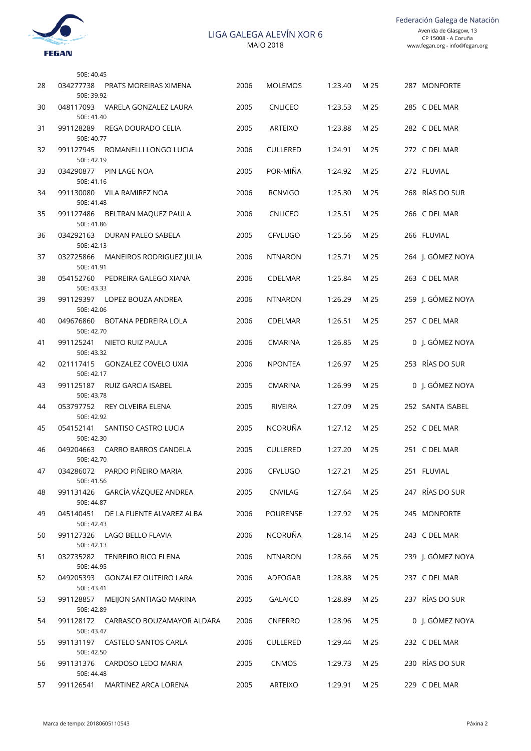| | | | | | | | | |
|---|---|---|---|---|---|---|---|---|
| | | 50E: 40.45 | | | | | | |
| 28 | 034277738 | PRATS MOREIRAS XIMENA | 2006 | MOLEMOS | 1:23.40 | M 25 | 287 | MONFORTE |
| | | 50E: 39.92 | | | | | | |
| 30 | 048117093 | VARELA GONZALEZ LAURA | 2005 | CNLICEO | 1:23.53 | M 25 | 285 | C DEL MAR |
| | | 50E: 41.40 | | | | | | |
| 31 | 991128289 | REGA DOURADO CELIA | 2005 | ARTEIXO | 1:23.88 | M 25 | 282 | C DEL MAR |
| | | 50E: 40.77 | | | | | | |
| 32 | 991127945 | ROMANELLI LONGO LUCIA | 2006 | CULLERED | 1:24.91 | M 25 | 272 | C DEL MAR |
| | | 50E: 42.19 | | | | | | |
| 33 | 034290877 | PIN LAGE NOA | 2005 | POR-MIÑA | 1:24.92 | M 25 | 272 | FLUVIAL |
| | | 50E: 41.16 | | | | | | |
| 34 | 991130080 | VILA RAMIREZ NOA | 2006 | RCNVIGO | 1:25.30 | M 25 | 268 | RÍAS DO SUR |
| | | 50E: 41.48 | | | | | | |
| 35 | 991127486 | BELTRAN MAQUEZ PAULA | 2006 | CNLICEO | 1:25.51 | M 25 | 266 | C DEL MAR |
| | | 50E: 41.86 | | | | | | |
| 36 | 034292163 | DURAN PALEO SABELA | 2005 | CFVLUGO | 1:25.56 | M 25 | 266 | FLUVIAL |
| | | 50E: 42.13 | | | | | | |
| 37 | 032725866 | MANEIROS RODRIGUEZ JULIA | 2006 | NTNARON | 1:25.71 | M 25 | 264 | J. GÓMEZ NOYA |
| | | 50E: 41.91 | | | | | | |
| 38 | 054152760 | PEDREIRA GALEGO XIANA | 2006 | CDELMAR | 1:25.84 | M 25 | 263 | C DEL MAR |
| | | 50E: 43.33 | | | | | | |
| 39 | 991129397 | LOPEZ BOUZA ANDREA | 2006 | NTNARON | 1:26.29 | M 25 | 259 | J. GÓMEZ NOYA |
| | | 50E: 42.06 | | | | | | |
| 40 | 049676860 | BOTANA PEDREIRA LOLA | 2006 | CDELMAR | 1:26.51 | M 25 | 257 | C DEL MAR |
| | | 50E: 42.70 | | | | | | |
| 41 | 991125241 | NIETO RUIZ PAULA | 2006 | CMARINA | 1:26.85 | M 25 | 0 | J. GÓMEZ NOYA |
| | | 50E: 43.32 | | | | | | |
| 42 | 021117415 | GONZALEZ COVELO UXIA | 2006 | NPONTEA | 1:26.97 | M 25 | 253 | RÍAS DO SUR |
| | | 50E: 42.17 | | | | | | |
| 43 | 991125187 | RUIZ GARCIA ISABEL | 2005 | CMARINA | 1:26.99 | M 25 | 0 | J. GÓMEZ NOYA |
| | | 50E: 43.78 | | | | | | |
| 44 | 053797752 | REY OLVEIRA ELENA | 2005 | RIVEIRA | 1:27.09 | M 25 | 252 | SANTA ISABEL |
| | | 50E: 42.92 | | | | | | |
| 45 | 054152141 | SANTISO CASTRO LUCIA | 2005 | NCORUÑA | 1:27.12 | M 25 | 252 | C DEL MAR |
| | | 50E: 42.30 | | | | | | |
| 46 | 049204663 | CARRO BARROS CANDELA | 2005 | CULLERED | 1:27.20 | M 25 | 251 | C DEL MAR |
| | | 50E: 42.70 | | | | | | |
| 47 | 034286072 | PARDO PIÑEIRO MARIA | 2006 | CFVLUGO | 1:27.21 | M 25 | 251 | FLUVIAL |
| | | 50E: 41.56 | | | | | | |
| 48 | 991131426 | GARCÍA VÁZQUEZ ANDREA | 2005 | CNVILAG | 1:27.64 | M 25 | 247 | RÍAS DO SUR |
| | | 50E: 44.87 | | | | | | |
| 49 | 045140451 | DE LA FUENTE ALVAREZ ALBA | 2006 | POURENSE | 1:27.92 | M 25 | 245 | MONFORTE |
| | | 50E: 42.43 | | | | | | |
| 50 | 991127326 | LAGO BELLO FLAVIA | 2006 | NCORUÑA | 1:28.14 | M 25 | 243 | C DEL MAR |
| | | 50E: 42.13 | | | | | | |
| 51 | 032735282 | TENREIRO RICO ELENA | 2006 | NTNARON | 1:28.66 | M 25 | 239 | J. GÓMEZ NOYA |
| | | 50E: 44.95 | | | | | | |
| 52 | 049205393 | GONZALEZ OUTEIRO LARA | 2006 | ADFOGAR | 1:28.88 | M 25 | 237 | C DEL MAR |
| | | 50E: 43.41 | | | | | | |
| 53 | 991128857 | MEIJON SANTIAGO MARINA | 2005 | GALAICO | 1:28.89 | M 25 | 237 | RÍAS DO SUR |
| | | 50E: 42.89 | | | | | | |
| 54 | 991128172 | CARRASCO BOUZAMAYOR ALDARA | 2006 | CNFERRO | 1:28.96 | M 25 | 0 | J. GÓMEZ NOYA |
| | | 50E: 43.47 | | | | | | |
| 55 | 991131197 | CASTELO SANTOS CARLA | 2006 | CULLERED | 1:29.44 | M 25 | 232 | C DEL MAR |
| | | 50E: 42.50 | | | | | | |
| 56 | 991131376 | CARDOSO LEDO MARIA | 2005 | CNMOS | 1:29.73 | M 25 | 230 | RÍAS DO SUR |
| | | 50E: 44.48 | | | | | | |
| 57 | 991126541 | MARTINEZ ARCA LORENA | 2005 | ARTEIXO | 1:29.91 | M 25 | 229 | C DEL MAR |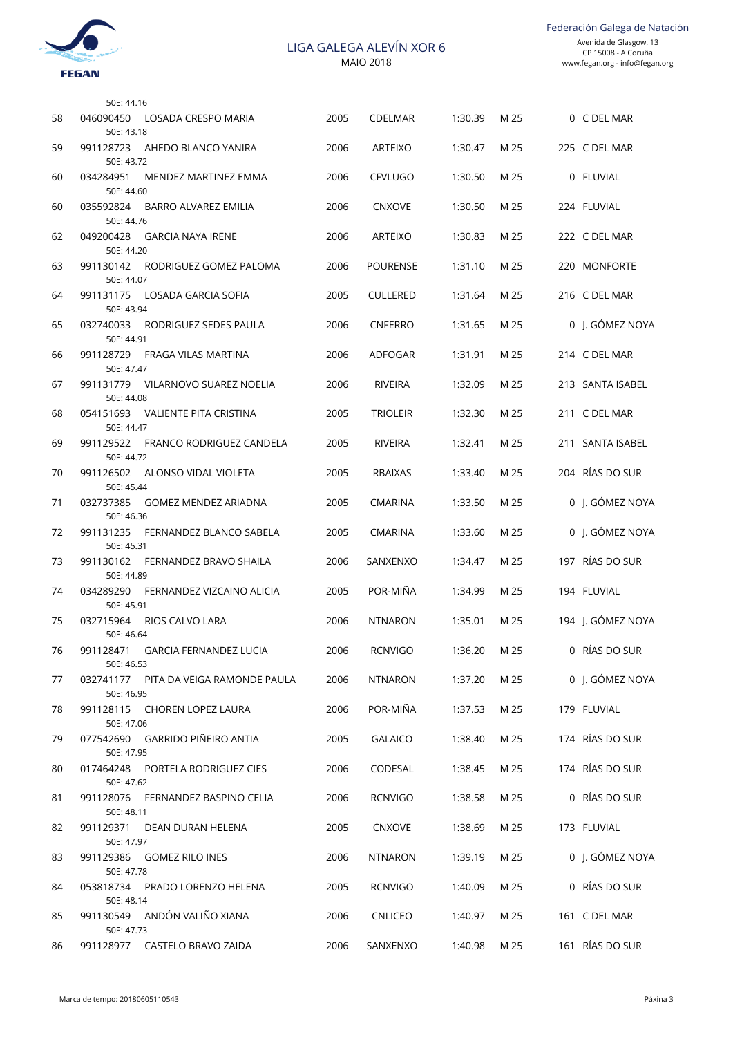LIGA GALEGA ALEVÍN XOR 6
MAIO 2018

Federación Galega de Natación
Avenida de Glasgow, 13
CP 15008 - A Coruña
www.fegan.org - info@fegan.org

50E: 44.16

| Pos | Licenza | Nome | Ano | Club | Tempo | Piscina | Puntos | Selección |
|---|---|---|---|---|---|---|---|---|
| 58 | 046090450 | LOSADA CRESPO MARIA<br>50E: 43.18 | 2005 | CDELMAR | 1:30.39 | M 25 | 0 | C DEL MAR |
| 59 | 991128723 | AHEDO BLANCO YANIRA<br>50E: 43.72 | 2006 | ARTEIXO | 1:30.47 | M 25 | 225 | C DEL MAR |
| 60 | 034284951 | MENDEZ MARTINEZ EMMA<br>50E: 44.60 | 2006 | CFVLUGO | 1:30.50 | M 25 | 0 | FLUVIAL |
| 60 | 035592824 | BARRO ALVAREZ EMILIA<br>50E: 44.76 | 2006 | CNXOVE | 1:30.50 | M 25 | 224 | FLUVIAL |
| 62 | 049200428 | GARCIA NAYA IRENE<br>50E: 44.20 | 2006 | ARTEIXO | 1:30.83 | M 25 | 222 | C DEL MAR |
| 63 | 991130142 | RODRIGUEZ GOMEZ PALOMA<br>50E: 44.07 | 2006 | POURENSE | 1:31.10 | M 25 | 220 | MONFORTE |
| 64 | 991131175 | LOSADA GARCIA SOFIA<br>50E: 43.94 | 2005 | CULLERED | 1:31.64 | M 25 | 216 | C DEL MAR |
| 65 | 032740033 | RODRIGUEZ SEDES PAULA<br>50E: 44.91 | 2006 | CNFERRO | 1:31.65 | M 25 | 0 | J. GÓMEZ NOYA |
| 66 | 991128729 | FRAGA VILAS MARTINA<br>50E: 47.47 | 2006 | ADFOGAR | 1:31.91 | M 25 | 214 | C DEL MAR |
| 67 | 991131779 | VILARNOVO SUAREZ NOELIA<br>50E: 44.08 | 2006 | RIVEIRA | 1:32.09 | M 25 | 213 | SANTA ISABEL |
| 68 | 054151693 | VALIENTE PITA CRISTINA<br>50E: 44.47 | 2005 | TRIOLEIR | 1:32.30 | M 25 | 211 | C DEL MAR |
| 69 | 991129522 | FRANCO RODRIGUEZ CANDELA<br>50E: 44.72 | 2005 | RIVEIRA | 1:32.41 | M 25 | 211 | SANTA ISABEL |
| 70 | 991126502 | ALONSO VIDAL VIOLETA<br>50E: 45.44 | 2005 | RBAIXAS | 1:33.40 | M 25 | 204 | RÍAS DO SUR |
| 71 | 032737385 | GOMEZ MENDEZ ARIADNA<br>50E: 46.36 | 2005 | CMARINA | 1:33.50 | M 25 | 0 | J. GÓMEZ NOYA |
| 72 | 991131235 | FERNANDEZ BLANCO SABELA<br>50E: 45.31 | 2005 | CMARINA | 1:33.60 | M 25 | 0 | J. GÓMEZ NOYA |
| 73 | 991130162 | FERNANDEZ BRAVO SHAILA<br>50E: 44.89 | 2006 | SANXENXO | 1:34.47 | M 25 | 197 | RÍAS DO SUR |
| 74 | 034289290 | FERNANDEZ VIZCAINO ALICIA<br>50E: 45.91 | 2005 | POR-MIÑA | 1:34.99 | M 25 | 194 | FLUVIAL |
| 75 | 032715964 | RIOS CALVO LARA<br>50E: 46.64 | 2006 | NTNARON | 1:35.01 | M 25 | 194 | J. GÓMEZ NOYA |
| 76 | 991128471 | GARCIA FERNANDEZ LUCIA<br>50E: 46.53 | 2006 | RCNVIGO | 1:36.20 | M 25 | 0 | RÍAS DO SUR |
| 77 | 032741177 | PITA DA VEIGA RAMONDE PAULA<br>50E: 46.95 | 2006 | NTNARON | 1:37.20 | M 25 | 0 | J. GÓMEZ NOYA |
| 78 | 991128115 | CHOREN LOPEZ LAURA<br>50E: 47.06 | 2006 | POR-MIÑA | 1:37.53 | M 25 | 179 | FLUVIAL |
| 79 | 077542690 | GARRIDO PIÑEIRO ANTIA<br>50E: 47.95 | 2005 | GALAICO | 1:38.40 | M 25 | 174 | RÍAS DO SUR |
| 80 | 017464248 | PORTELA RODRIGUEZ CIES<br>50E: 47.62 | 2006 | CODESAL | 1:38.45 | M 25 | 174 | RÍAS DO SUR |
| 81 | 991128076 | FERNANDEZ BASPINO CELIA<br>50E: 48.11 | 2006 | RCNVIGO | 1:38.58 | M 25 | 0 | RÍAS DO SUR |
| 82 | 991129371 | DEAN DURAN HELENA<br>50E: 47.97 | 2005 | CNXOVE | 1:38.69 | M 25 | 173 | FLUVIAL |
| 83 | 991129386 | GOMEZ RILO INES<br>50E: 47.78 | 2006 | NTNARON | 1:39.19 | M 25 | 0 | J. GÓMEZ NOYA |
| 84 | 053818734 | PRADO LORENZO HELENA<br>50E: 48.14 | 2005 | RCNVIGO | 1:40.09 | M 25 | 0 | RÍAS DO SUR |
| 85 | 991130549 | ANDÓN VALIÑO XIANA<br>50E: 47.73 | 2006 | CNLICEO | 1:40.97 | M 25 | 161 | C DEL MAR |
| 86 | 991128977 | CASTELO BRAVO ZAIDA | 2006 | SANXENXO | 1:40.98 | M 25 | 161 | RÍAS DO SUR |

Marca de tempo: 20180605110543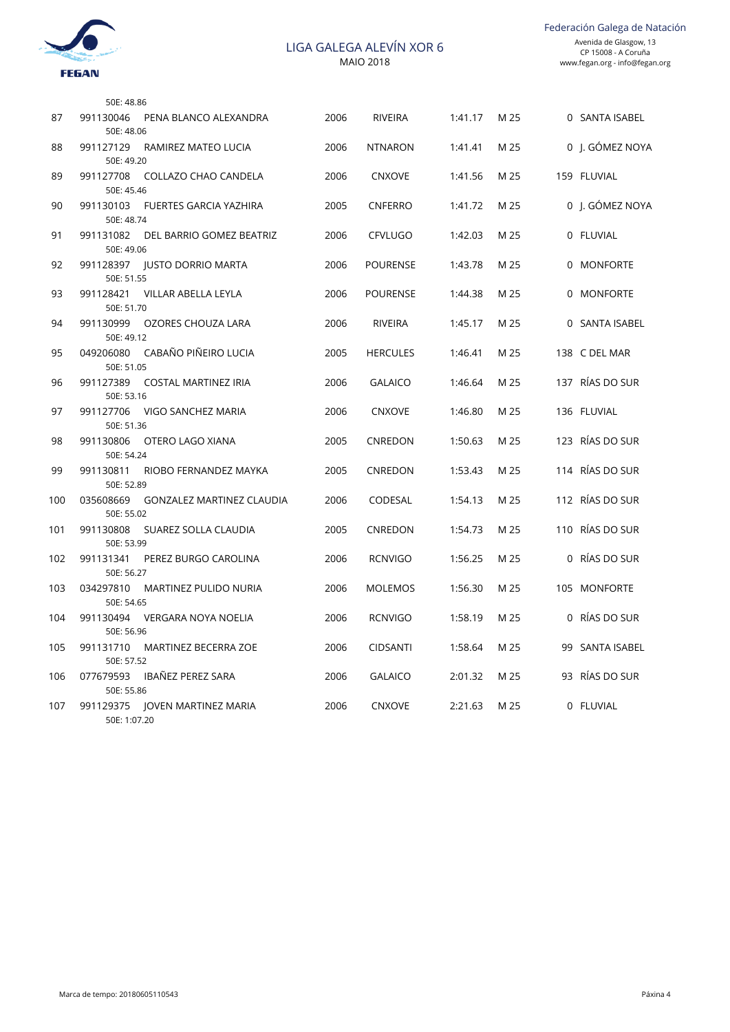| | | | | | | | |
|---|---|---|---|---|---|---|---|
| | 50E: 48.86 | | | | | | |
| 87 | 991130046 PENA BLANCO ALEXANDRA<br>50E: 48.06 | 2006 | RIVEIRA | 1:41.17 | M 25 | 0 | SANTA ISABEL |
| 88 | 991127129 RAMIREZ MATEO LUCIA<br>50E: 49.20 | 2006 | NTNARON | 1:41.41 | M 25 | 0 | J. GÓMEZ NOYA |
| 89 | 991127708 COLLAZO CHAO CANDELA<br>50E: 45.46 | 2006 | CNXOVE | 1:41.56 | M 25 | 159 | FLUVIAL |
| 90 | 991130103 FUERTES GARCIA YAZHIRA<br>50E: 48.74 | 2005 | CNFERRO | 1:41.72 | M 25 | 0 | J. GÓMEZ NOYA |
| 91 | 991131082 DEL BARRIO GOMEZ BEATRIZ<br>50E: 49.06 | 2006 | CFVLUGO | 1:42.03 | M 25 | 0 | FLUVIAL |
| 92 | 991128397 JUSTO DORRIO MARTA<br>50E: 51.55 | 2006 | POURENSE | 1:43.78 | M 25 | 0 | MONFORTE |
| 93 | 991128421 VILLAR ABELLA LEYLA<br>50E: 51.70 | 2006 | POURENSE | 1:44.38 | M 25 | 0 | MONFORTE |
| 94 | 991130999 OZORES CHOUZA LARA<br>50E: 49.12 | 2006 | RIVEIRA | 1:45.17 | M 25 | 0 | SANTA ISABEL |
| 95 | 049206080 CABAÑO PIÑEIRO LUCIA<br>50E: 51.05 | 2005 | HERCULES | 1:46.41 | M 25 | 138 | C DEL MAR |
| 96 | 991127389 COSTAL MARTINEZ IRIA<br>50E: 53.16 | 2006 | GALAICO | 1:46.64 | M 25 | 137 | RÍAS DO SUR |
| 97 | 991127706 VIGO SANCHEZ MARIA<br>50E: 51.36 | 2006 | CNXOVE | 1:46.80 | M 25 | 136 | FLUVIAL |
| 98 | 991130806 OTERO LAGO XIANA<br>50E: 54.24 | 2005 | CNREDON | 1:50.63 | M 25 | 123 | RÍAS DO SUR |
| 99 | 991130811 RIOBO FERNANDEZ MAYKA<br>50E: 52.89 | 2005 | CNREDON | 1:53.43 | M 25 | 114 | RÍAS DO SUR |
| 100 | 035608669 GONZALEZ MARTINEZ CLAUDIA<br>50E: 55.02 | 2006 | CODESAL | 1:54.13 | M 25 | 112 | RÍAS DO SUR |
| 101 | 991130808 SUAREZ SOLLA CLAUDIA<br>50E: 53.99 | 2005 | CNREDON | 1:54.73 | M 25 | 110 | RÍAS DO SUR |
| 102 | 991131341 PEREZ BURGO CAROLINA<br>50E: 56.27 | 2006 | RCNVIGO | 1:56.25 | M 25 | 0 | RÍAS DO SUR |
| 103 | 034297810 MARTINEZ PULIDO NURIA<br>50E: 54.65 | 2006 | MOLEMOS | 1:56.30 | M 25 | 105 | MONFORTE |
| 104 | 991130494 VERGARA NOYA NOELIA<br>50E: 56.96 | 2006 | RCNVIGO | 1:58.19 | M 25 | 0 | RÍAS DO SUR |
| 105 | 991131710 MARTINEZ BECERRA ZOE<br>50E: 57.52 | 2006 | CIDSANTI | 1:58.64 | M 25 | 99 | SANTA ISABEL |
| 106 | 077679593 IBAÑEZ PEREZ SARA<br>50E: 55.86 | 2006 | GALAICO | 2:01.32 | M 25 | 93 | RÍAS DO SUR |
| 107 | 991129375 JOVEN MARTINEZ MARIA<br>50E: 1:07.20 | 2006 | CNXOVE | 2:21.63 | M 25 | 0 | FLUVIAL |

Marca de tempo: 20180605110543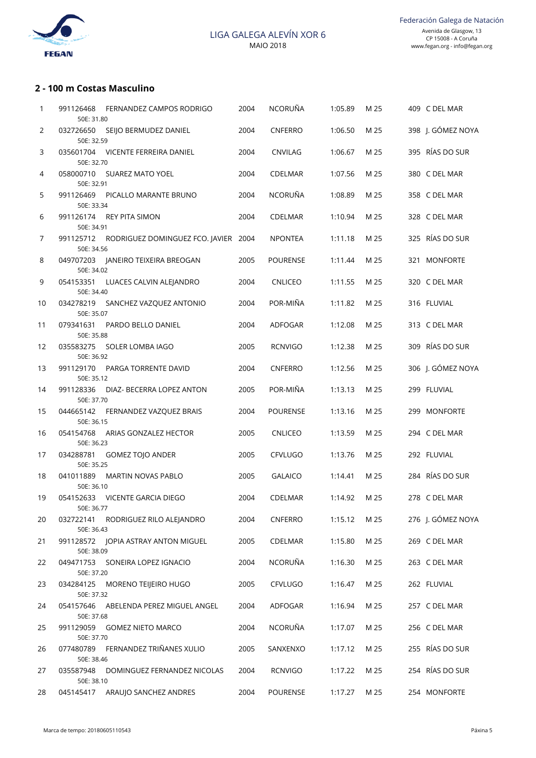## 2 - 100 m Costas Masculino

| | | | | | | | | |
|---|---|---|---|---|---|---|---|---|
| 1 | 991126468 | FERNANDEZ CAMPOS RODRIGO<br>50E: 31.80 | 2004 | NCORUÑA | 1:05.89 | M 25 | 409 | C DEL MAR |
| 2 | 032726650 | SEIJO BERMUDEZ DANIEL<br>50E: 32.59 | 2004 | CNFERRO | 1:06.50 | M 25 | 398 | J. GÓMEZ NOYA |
| 3 | 035601704 | VICENTE FERREIRA DANIEL<br>50E: 32.70 | 2004 | CNVILAG | 1:06.67 | M 25 | 395 | RÍAS DO SUR |
| 4 | 058000710 | SUAREZ MATO YOEL<br>50E: 32.91 | 2004 | CDELMAR | 1:07.56 | M 25 | 380 | C DEL MAR |
| 5 | 991126469 | PICALLO MARANTE BRUNO<br>50E: 33.34 | 2004 | NCORUÑA | 1:08.89 | M 25 | 358 | C DEL MAR |
| 6 | 991126174 | REY PITA SIMON<br>50E: 34.91 | 2004 | CDELMAR | 1:10.94 | M 25 | 328 | C DEL MAR |
| 7 | 991125712 | RODRIGUEZ DOMINGUEZ FCO. JAVIER<br>50E: 34.56 | 2004 | NPONTEA | 1:11.18 | M 25 | 325 | RÍAS DO SUR |
| 8 | 049707203 | JANEIRO TEIXEIRA BREOGAN<br>50E: 34.02 | 2005 | POURENSE | 1:11.44 | M 25 | 321 | MONFORTE |
| 9 | 054153351 | LUACES CALVIN ALEJANDRO<br>50E: 34.40 | 2004 | CNLICEO | 1:11.55 | M 25 | 320 | C DEL MAR |
| 10 | 034278219 | SANCHEZ VAZQUEZ ANTONIO<br>50E: 35.07 | 2004 | POR-MIÑA | 1:11.82 | M 25 | 316 | FLUVIAL |
| 11 | 079341631 | PARDO BELLO DANIEL<br>50E: 35.88 | 2004 | ADFOGAR | 1:12.08 | M 25 | 313 | C DEL MAR |
| 12 | 035583275 | SOLER LOMBA IAGO<br>50E: 36.92 | 2005 | RCNVIGO | 1:12.38 | M 25 | 309 | RÍAS DO SUR |
| 13 | 991129170 | PARGA TORRENTE DAVID<br>50E: 35.12 | 2004 | CNFERRO | 1:12.56 | M 25 | 306 | J. GÓMEZ NOYA |
| 14 | 991128336 | DIAZ- BECERRA LOPEZ ANTON<br>50E: 37.70 | 2005 | POR-MIÑA | 1:13.13 | M 25 | 299 | FLUVIAL |
| 15 | 044665142 | FERNANDEZ VAZQUEZ BRAIS<br>50E: 36.15 | 2004 | POURENSE | 1:13.16 | M 25 | 299 | MONFORTE |
| 16 | 054154768 | ARIAS GONZALEZ HECTOR<br>50E: 36.23 | 2005 | CNLICEO | 1:13.59 | M 25 | 294 | C DEL MAR |
| 17 | 034288781 | GOMEZ TOJO ANDER<br>50E: 35.25 | 2005 | CFVLUGO | 1:13.76 | M 25 | 292 | FLUVIAL |
| 18 | 041011889 | MARTIN NOVAS PABLO<br>50E: 36.10 | 2005 | GALAICO | 1:14.41 | M 25 | 284 | RÍAS DO SUR |
| 19 | 054152633 | VICENTE GARCIA DIEGO<br>50E: 36.77 | 2004 | CDELMAR | 1:14.92 | M 25 | 278 | C DEL MAR |
| 20 | 032722141 | RODRIGUEZ RILO ALEJANDRO<br>50E: 36.43 | 2004 | CNFERRO | 1:15.12 | M 25 | 276 | J. GÓMEZ NOYA |
| 21 | 991128572 | JOPIA ASTRAY ANTON MIGUEL<br>50E: 38.09 | 2005 | CDELMAR | 1:15.80 | M 25 | 269 | C DEL MAR |
| 22 | 049471753 | SONEIRA LOPEZ IGNACIO<br>50E: 37.20 | 2004 | NCORUÑA | 1:16.30 | M 25 | 263 | C DEL MAR |
| 23 | 034284125 | MORENO TEIJEIRO HUGO<br>50E: 37.32 | 2005 | CFVLUGO | 1:16.47 | M 25 | 262 | FLUVIAL |
| 24 | 054157646 | ABELENDA PEREZ MIGUEL ANGEL<br>50E: 37.68 | 2004 | ADFOGAR | 1:16.94 | M 25 | 257 | C DEL MAR |
| 25 | 991129059 | GOMEZ NIETO MARCO<br>50E: 37.70 | 2004 | NCORUÑA | 1:17.07 | M 25 | 256 | C DEL MAR |
| 26 | 077480789 | FERNANDEZ TRIÑANES XULIO<br>50E: 38.46 | 2005 | SANXENXO | 1:17.12 | M 25 | 255 | RÍAS DO SUR |
| 27 | 035587948 | DOMINGUEZ FERNANDEZ NICOLAS<br>50E: 38.10 | 2004 | RCNVIGO | 1:17.22 | M 25 | 254 | RÍAS DO SUR |
| 28 | 045145417 | ARAUJO SANCHEZ ANDRES | 2004 | POURENSE | 1:17.27 | M 25 | 254 | MONFORTE |

Marca de tempo: 20180605110543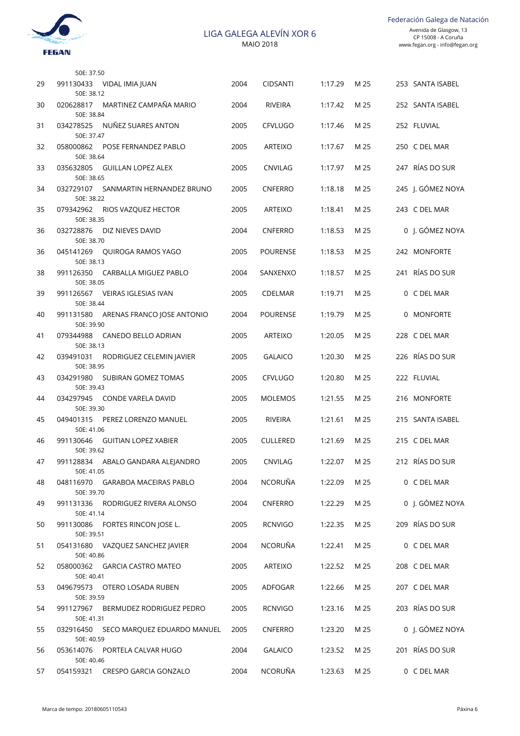| Pos | Licenza | Nome | Ano | Club | Tempo | | Puntos | Zona |
|---|---|---|---|---|---|---|---|---|
| | | 50E: 37.50 | | | | | | |
| 29 | 991130433 | VIDAL IMIA JUAN | 2004 | CIDSANTI | 1:17.29 | M 25 | 253 | SANTA ISABEL |
| | | 50E: 38.12 | | | | | | |
| 30 | 020628817 | MARTINEZ CAMPAÑA MARIO | 2004 | RIVEIRA | 1:17.42 | M 25 | 252 | SANTA ISABEL |
| | | 50E: 38.84 | | | | | | |
| 31 | 034278525 | NUÑEZ SUARES ANTON | 2005 | CFVLUGO | 1:17.46 | M 25 | 252 | FLUVIAL |
| | | 50E: 37.47 | | | | | | |
| 32 | 058000862 | POSE FERNANDEZ PABLO | 2005 | ARTEIXO | 1:17.67 | M 25 | 250 | C DEL MAR |
| | | 50E: 38.64 | | | | | | |
| 33 | 035632805 | GUILLAN LOPEZ ALEX | 2005 | CNVILAG | 1:17.97 | M 25 | 247 | RÍAS DO SUR |
| | | 50E: 38.65 | | | | | | |
| 34 | 032729107 | SANMARTIN HERNANDEZ BRUNO | 2005 | CNFERRO | 1:18.18 | M 25 | 245 | J. GÓMEZ NOYA |
| | | 50E: 38.22 | | | | | | |
| 35 | 079342962 | RIOS VAZQUEZ HECTOR | 2005 | ARTEIXO | 1:18.41 | M 25 | 243 | C DEL MAR |
| | | 50E: 38.35 | | | | | | |
| 36 | 032728876 | DIZ NIEVES DAVID | 2004 | CNFERRO | 1:18.53 | M 25 | 0 | J. GÓMEZ NOYA |
| | | 50E: 38.70 | | | | | | |
| 36 | 045141269 | QUIROGA RAMOS YAGO | 2005 | POURENSE | 1:18.53 | M 25 | 242 | MONFORTE |
| | | 50E: 38.13 | | | | | | |
| 38 | 991126350 | CARBALLA MIGUEZ PABLO | 2004 | SANXENXO | 1:18.57 | M 25 | 241 | RÍAS DO SUR |
| | | 50E: 38.05 | | | | | | |
| 39 | 991126567 | VEIRAS IGLESIAS IVAN | 2005 | CDELMAR | 1:19.71 | M 25 | 0 | C DEL MAR |
| | | 50E: 38.44 | | | | | | |
| 40 | 991131580 | ARENAS FRANCO JOSE ANTONIO | 2004 | POURENSE | 1:19.79 | M 25 | 0 | MONFORTE |
| | | 50E: 39.90 | | | | | | |
| 41 | 079344988 | CANEDO BELLO ADRIAN | 2005 | ARTEIXO | 1:20.05 | M 25 | 228 | C DEL MAR |
| | | 50E: 38.13 | | | | | | |
| 42 | 039491031 | RODRIGUEZ CELEMIN JAVIER | 2005 | GALAICO | 1:20.30 | M 25 | 226 | RÍAS DO SUR |
| | | 50E: 38.95 | | | | | | |
| 43 | 034291980 | SUBIRAN GOMEZ TOMAS | 2005 | CFVLUGO | 1:20.80 | M 25 | 222 | FLUVIAL |
| | | 50E: 39.43 | | | | | | |
| 44 | 034297945 | CONDE VARELA DAVID | 2005 | MOLEMOS | 1:21.55 | M 25 | 216 | MONFORTE |
| | | 50E: 39.30 | | | | | | |
| 45 | 049401315 | PEREZ LORENZO MANUEL | 2005 | RIVEIRA | 1:21.61 | M 25 | 215 | SANTA ISABEL |
| | | 50E: 41.06 | | | | | | |
| 46 | 991130646 | GUITIAN LOPEZ XABIER | 2005 | CULLERED | 1:21.69 | M 25 | 215 | C DEL MAR |
| | | 50E: 39.62 | | | | | | |
| 47 | 991128834 | ABALO GANDARA ALEJANDRO | 2005 | CNVILAG | 1:22.07 | M 25 | 212 | RÍAS DO SUR |
| | | 50E: 41.05 | | | | | | |
| 48 | 048116970 | GARABOA MACEIRAS PABLO | 2004 | NCORUÑA | 1:22.09 | M 25 | 0 | C DEL MAR |
| | | 50E: 39.70 | | | | | | |
| 49 | 991131336 | RODRIGUEZ RIVERA ALONSO | 2004 | CNFERRO | 1:22.29 | M 25 | 0 | J. GÓMEZ NOYA |
| | | 50E: 41.14 | | | | | | |
| 50 | 991130086 | FORTES RINCON JOSE L. | 2005 | RCNVIGO | 1:22.35 | M 25 | 209 | RÍAS DO SUR |
| | | 50E: 39.51 | | | | | | |
| 51 | 054131680 | VAZQUEZ SANCHEZ JAVIER | 2004 | NCORUÑA | 1:22.41 | M 25 | 0 | C DEL MAR |
| | | 50E: 40.86 | | | | | | |
| 52 | 058000362 | GARCIA CASTRO MATEO | 2005 | ARTEIXO | 1:22.52 | M 25 | 208 | C DEL MAR |
| | | 50E: 40.41 | | | | | | |
| 53 | 049679573 | OTERO LOSADA RUBEN | 2005 | ADFOGAR | 1:22.66 | M 25 | 207 | C DEL MAR |
| | | 50E: 39.59 | | | | | | |
| 54 | 991127967 | BERMUDEZ RODRIGUEZ PEDRO | 2005 | RCNVIGO | 1:23.16 | M 25 | 203 | RÍAS DO SUR |
| | | 50E: 41.31 | | | | | | |
| 55 | 032916450 | SECO MARQUEZ EDUARDO MANUEL | 2005 | CNFERRO | 1:23.20 | M 25 | 0 | J. GÓMEZ NOYA |
| | | 50E: 40.59 | | | | | | |
| 56 | 053614076 | PORTELA CALVAR HUGO | 2004 | GALAICO | 1:23.52 | M 25 | 201 | RÍAS DO SUR |
| | | 50E: 40.46 | | | | | | |
| 57 | 054159321 | CRESPO GARCIA GONZALO | 2004 | NCORUÑA | 1:23.63 | M 25 | 0 | C DEL MAR |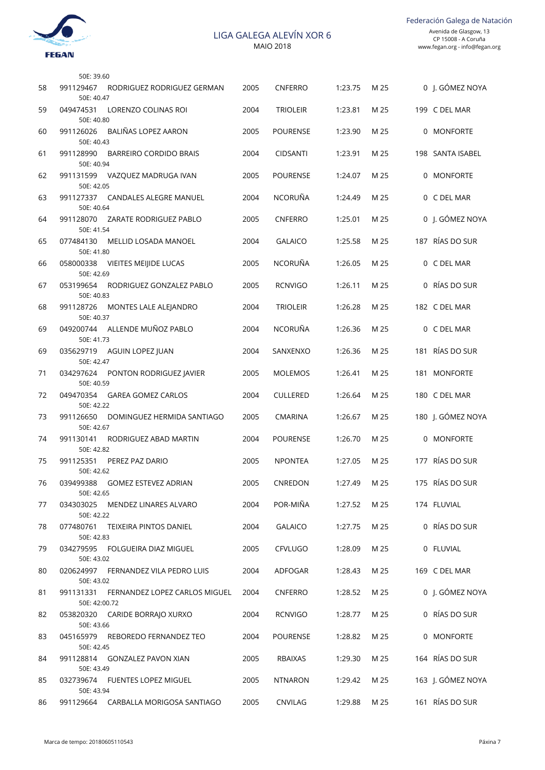| | | | | | | | | |
|---|---|---|---|---|---|---|---|---|
| | | 50E: 39.60 | | | | | | |
| 58 | 991129467 | RODRIGUEZ RODRIGUEZ GERMAN<br>50E: 40.47 | 2005 | CNFERRO | 1:23.75 | M 25 | 0 | J. GÓMEZ NOYA |
| 59 | 049474531 | LORENZO COLINAS ROI<br>50E: 40.80 | 2004 | TRIOLEIR | 1:23.81 | M 25 | 199 | C DEL MAR |
| 60 | 991126026 | BALIÑAS LOPEZ AARON<br>50E: 40.43 | 2005 | POURENSE | 1:23.90 | M 25 | 0 | MONFORTE |
| 61 | 991128990 | BARREIRO CORDIDO BRAIS<br>50E: 40.94 | 2004 | CIDSANTI | 1:23.91 | M 25 | 198 | SANTA ISABEL |
| 62 | 991131599 | VAZQUEZ MADRUGA IVAN<br>50E: 42.05 | 2005 | POURENSE | 1:24.07 | M 25 | 0 | MONFORTE |
| 63 | 991127337 | CANDALES ALEGRE MANUEL<br>50E: 40.64 | 2004 | NCORUÑA | 1:24.49 | M 25 | 0 | C DEL MAR |
| 64 | 991128070 | ZARATE RODRIGUEZ PABLO<br>50E: 41.54 | 2005 | CNFERRO | 1:25.01 | M 25 | 0 | J. GÓMEZ NOYA |
| 65 | 077484130 | MELLID LOSADA MANOEL<br>50E: 41.80 | 2004 | GALAICO | 1:25.58 | M 25 | 187 | RÍAS DO SUR |
| 66 | 058000338 | VIEITES MEIJIDE LUCAS<br>50E: 42.69 | 2005 | NCORUÑA | 1:26.05 | M 25 | 0 | C DEL MAR |
| 67 | 053199654 | RODRIGUEZ GONZALEZ PABLO<br>50E: 40.83 | 2005 | RCNVIGO | 1:26.11 | M 25 | 0 | RÍAS DO SUR |
| 68 | 991128726 | MONTES LALE ALEJANDRO<br>50E: 40.37 | 2004 | TRIOLEIR | 1:26.28 | M 25 | 182 | C DEL MAR |
| 69 | 049200744 | ALLENDE MUÑOZ PABLO<br>50E: 41.73 | 2004 | NCORUÑA | 1:26.36 | M 25 | 0 | C DEL MAR |
| 69 | 035629719 | AGUIN LOPEZ JUAN<br>50E: 42.47 | 2004 | SANXENXO | 1:26.36 | M 25 | 181 | RÍAS DO SUR |
| 71 | 034297624 | PONTON RODRIGUEZ JAVIER<br>50E: 40.59 | 2005 | MOLEMOS | 1:26.41 | M 25 | 181 | MONFORTE |
| 72 | 049470354 | GAREA GOMEZ CARLOS<br>50E: 42.22 | 2004 | CULLERED | 1:26.64 | M 25 | 180 | C DEL MAR |
| 73 | 991126650 | DOMINGUEZ HERMIDA SANTIAGO<br>50E: 42.67 | 2005 | CMARINA | 1:26.67 | M 25 | 180 | J. GÓMEZ NOYA |
| 74 | 991130141 | RODRIGUEZ ABAD MARTIN<br>50E: 42.82 | 2004 | POURENSE | 1:26.70 | M 25 | 0 | MONFORTE |
| 75 | 991125351 | PEREZ PAZ DARIO<br>50E: 42.62 | 2005 | NPONTEA | 1:27.05 | M 25 | 177 | RÍAS DO SUR |
| 76 | 039499388 | GOMEZ ESTEVEZ ADRIAN<br>50E: 42.65 | 2005 | CNREDON | 1:27.49 | M 25 | 175 | RÍAS DO SUR |
| 77 | 034303025 | MENDEZ LINARES ALVARO<br>50E: 42.22 | 2004 | POR-MIÑA | 1:27.52 | M 25 | 174 | FLUVIAL |
| 78 | 077480761 | TEIXEIRA PINTOS DANIEL<br>50E: 42.83 | 2004 | GALAICO | 1:27.75 | M 25 | 0 | RÍAS DO SUR |
| 79 | 034279595 | FOLGUEIRA DIAZ MIGUEL<br>50E: 43.02 | 2005 | CFVLUGO | 1:28.09 | M 25 | 0 | FLUVIAL |
| 80 | 020624997 | FERNANDEZ VILA PEDRO LUIS<br>50E: 43.02 | 2004 | ADFOGAR | 1:28.43 | M 25 | 169 | C DEL MAR |
| 81 | 991131331 | FERNANDEZ LOPEZ CARLOS MIGUEL<br>50E: 42:00.72 | 2004 | CNFERRO | 1:28.52 | M 25 | 0 | J. GÓMEZ NOYA |
| 82 | 053820320 | CARIDE BORRAJO XURXO<br>50E: 43.66 | 2004 | RCNVIGO | 1:28.77 | M 25 | 0 | RÍAS DO SUR |
| 83 | 045165979 | REBOREDO FERNANDEZ TEO<br>50E: 42.45 | 2004 | POURENSE | 1:28.82 | M 25 | 0 | MONFORTE |
| 84 | 991128814 | GONZALEZ PAVON XIAN<br>50E: 43.49 | 2005 | RBAIXAS | 1:29.30 | M 25 | 164 | RÍAS DO SUR |
| 85 | 032739674 | FUENTES LOPEZ MIGUEL<br>50E: 43.94 | 2005 | NTNARON | 1:29.42 | M 25 | 163 | J. GÓMEZ NOYA |
| 86 | 991129664 | CARBALLA MORIGOSA SANTIAGO | 2005 | CNVILAG | 1:29.88 | M 25 | 161 | RÍAS DO SUR |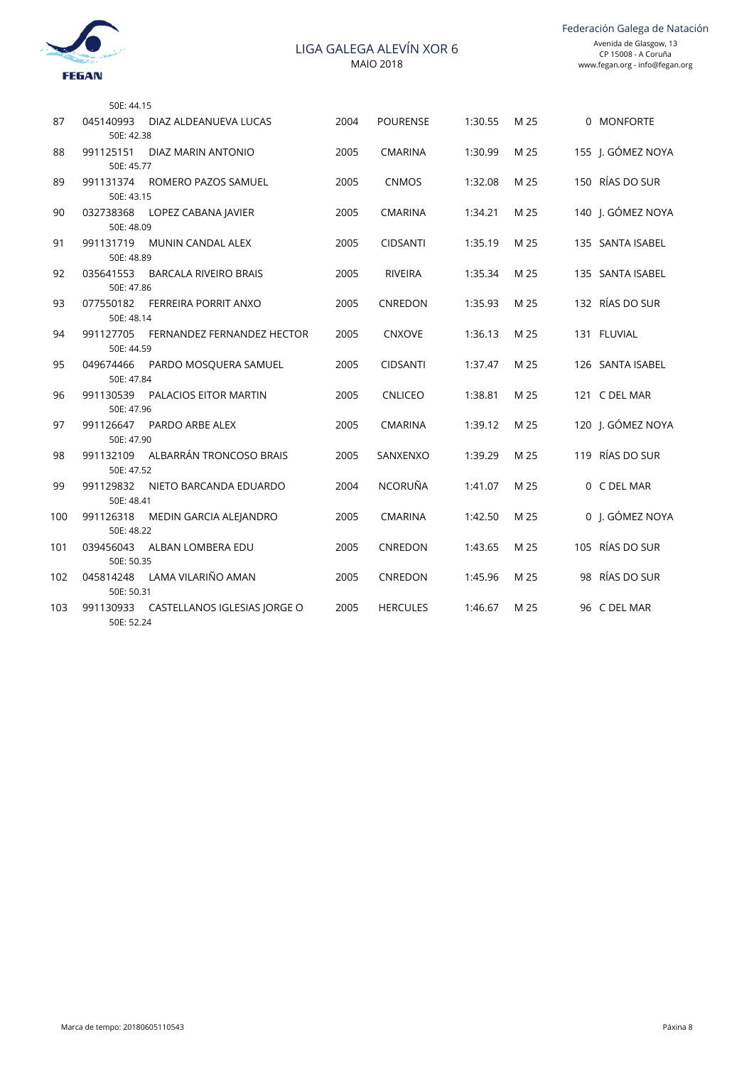# LIGA GALEGA ALEVÍN XOR 6

MAIO 2018

Federación Galega de Natación
Avenida de Glasgow, 13
CP 15008 - A Coruña
www.fegan.org - info@fegan.org

| | | | | | | | | |
|---|---|---|---|---|---|---|---|---|
| | | 50E: 44.15 | | | | | | |
| 87 | 045140993 | DIAZ ALDEANUEVA LUCAS<br>50E: 42.38 | 2004 | POURENSE | 1:30.55 | M 25 | 0 | MONFORTE |
| 88 | 991125151 | DIAZ MARIN ANTONIO<br>50E: 45.77 | 2005 | CMARINA | 1:30.99 | M 25 | 155 | J. GÓMEZ NOYA |
| 89 | 991131374 | ROMERO PAZOS SAMUEL<br>50E: 43.15 | 2005 | CNMOS | 1:32.08 | M 25 | 150 | RÍAS DO SUR |
| 90 | 032738368 | LOPEZ CABANA JAVIER<br>50E: 48.09 | 2005 | CMARINA | 1:34.21 | M 25 | 140 | J. GÓMEZ NOYA |
| 91 | 991131719 | MUNIN CANDAL ALEX<br>50E: 48.89 | 2005 | CIDSANTI | 1:35.19 | M 25 | 135 | SANTA ISABEL |
| 92 | 035641553 | BARCALA RIVEIRO BRAIS<br>50E: 47.86 | 2005 | RIVEIRA | 1:35.34 | M 25 | 135 | SANTA ISABEL |
| 93 | 077550182 | FERREIRA PORRIT ANXO<br>50E: 48.14 | 2005 | CNREDON | 1:35.93 | M 25 | 132 | RÍAS DO SUR |
| 94 | 991127705 | FERNANDEZ FERNANDEZ HECTOR<br>50E: 44.59 | 2005 | CNXOVE | 1:36.13 | M 25 | 131 | FLUVIAL |
| 95 | 049674466 | PARDO MOSQUERA SAMUEL<br>50E: 47.84 | 2005 | CIDSANTI | 1:37.47 | M 25 | 126 | SANTA ISABEL |
| 96 | 991130539 | PALACIOS EITOR MARTIN<br>50E: 47.96 | 2005 | CNLICEO | 1:38.81 | M 25 | 121 | C DEL MAR |
| 97 | 991126647 | PARDO ARBE ALEX<br>50E: 47.90 | 2005 | CMARINA | 1:39.12 | M 25 | 120 | J. GÓMEZ NOYA |
| 98 | 991132109 | ALBARRÁN TRONCOSO BRAIS<br>50E: 47.52 | 2005 | SANXENXO | 1:39.29 | M 25 | 119 | RÍAS DO SUR |
| 99 | 991129832 | NIETO BARCANDA EDUARDO<br>50E: 48.41 | 2004 | NCORUÑA | 1:41.07 | M 25 | 0 | C DEL MAR |
| 100 | 991126318 | MEDIN GARCIA ALEJANDRO<br>50E: 48.22 | 2005 | CMARINA | 1:42.50 | M 25 | 0 | J. GÓMEZ NOYA |
| 101 | 039456043 | ALBAN LOMBERA EDU<br>50E: 50.35 | 2005 | CNREDON | 1:43.65 | M 25 | 105 | RÍAS DO SUR |
| 102 | 045814248 | LAMA VILARIÑO AMAN<br>50E: 50.31 | 2005 | CNREDON | 1:45.96 | M 25 | 98 | RÍAS DO SUR |
| 103 | 991130933 | CASTELLANOS IGLESIAS JORGE O<br>50E: 52.24 | 2005 | HERCULES | 1:46.67 | M 25 | 96 | C DEL MAR |

Marca de tempo: 20180605110543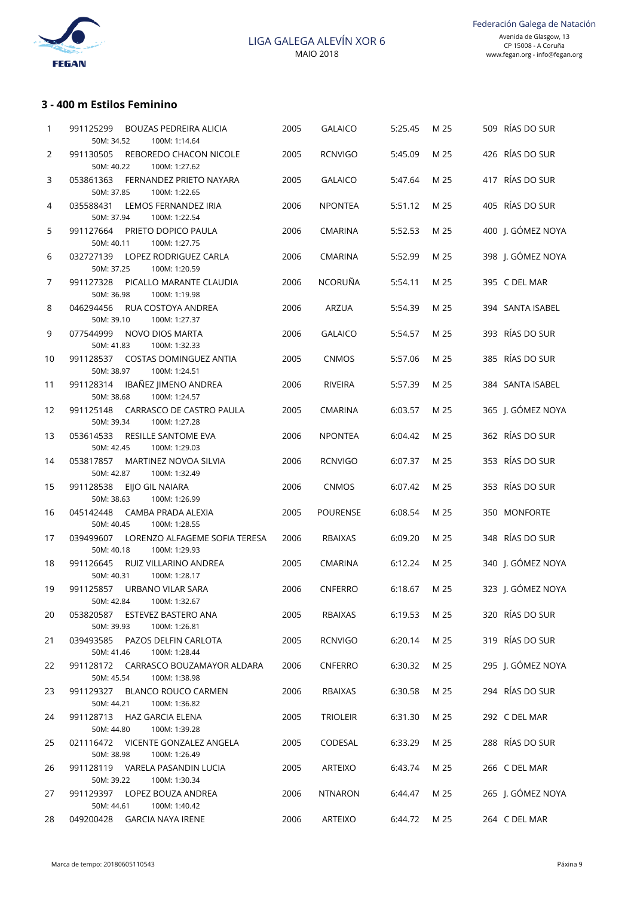## 3 - 400 m Estilos Feminino

| Pos | Licenza | Nome | Ano | Club | Tempo | Piscina | Puntos | Sede |
|---|---|---|---|---|---|---|---|---|
| 1 | 991125299 | BOUZAS PEDREIRA ALICIA<br>50M: 34.52 100M: 1:14.64 | 2005 | GALAICO | 5:25.45 | M 25 | 509 | RÍAS DO SUR |
| 2 | 991130505 | REBOREDO CHACON NICOLE<br>50M: 40.22 100M: 1:27.62 | 2005 | RCNVIGO | 5:45.09 | M 25 | 426 | RÍAS DO SUR |
| 3 | 053861363 | FERNANDEZ PRIETO NAYARA<br>50M: 37.85 100M: 1:22.65 | 2005 | GALAICO | 5:47.64 | M 25 | 417 | RÍAS DO SUR |
| 4 | 035588431 | LEMOS FERNANDEZ IRIA<br>50M: 37.94 100M: 1:22.54 | 2006 | NPONTEA | 5:51.12 | M 25 | 405 | RÍAS DO SUR |
| 5 | 991127664 | PRIETO DOPICO PAULA<br>50M: 40.11 100M: 1:27.75 | 2006 | CMARINA | 5:52.53 | M 25 | 400 | J. GÓMEZ NOYA |
| 6 | 032727139 | LOPEZ RODRIGUEZ CARLA<br>50M: 37.25 100M: 1:20.59 | 2006 | CMARINA | 5:52.99 | M 25 | 398 | J. GÓMEZ NOYA |
| 7 | 991127328 | PICALLO MARANTE CLAUDIA<br>50M: 36.98 100M: 1:19.98 | 2006 | NCORUÑA | 5:54.11 | M 25 | 395 | C DEL MAR |
| 8 | 046294456 | RUA COSTOYA ANDREA<br>50M: 39.10 100M: 1:27.37 | 2006 | ARZUA | 5:54.39 | M 25 | 394 | SANTA ISABEL |
| 9 | 077544999 | NOVO DIOS MARTA<br>50M: 41.83 100M: 1:32.33 | 2006 | GALAICO | 5:54.57 | M 25 | 393 | RÍAS DO SUR |
| 10 | 991128537 | COSTAS DOMINGUEZ ANTIA<br>50M: 38.97 100M: 1:24.51 | 2005 | CNMOS | 5:57.06 | M 25 | 385 | RÍAS DO SUR |
| 11 | 991128314 | IBAÑEZ JIMENO ANDREA<br>50M: 38.68 100M: 1:24.57 | 2006 | RIVEIRA | 5:57.39 | M 25 | 384 | SANTA ISABEL |
| 12 | 991125148 | CARRASCO DE CASTRO PAULA<br>50M: 39.34 100M: 1:27.28 | 2005 | CMARINA | 6:03.57 | M 25 | 365 | J. GÓMEZ NOYA |
| 13 | 053614533 | RESILLE SANTOME EVA<br>50M: 42.45 100M: 1:29.03 | 2006 | NPONTEA | 6:04.42 | M 25 | 362 | RÍAS DO SUR |
| 14 | 053817857 | MARTINEZ NOVOA SILVIA<br>50M: 42.87 100M: 1:32.49 | 2006 | RCNVIGO | 6:07.37 | M 25 | 353 | RÍAS DO SUR |
| 15 | 991128538 | EIJO GIL NAIARA<br>50M: 38.63 100M: 1:26.99 | 2006 | CNMOS | 6:07.42 | M 25 | 353 | RÍAS DO SUR |
| 16 | 045142448 | CAMBA PRADA ALEXIA<br>50M: 40.45 100M: 1:28.55 | 2005 | POURENSE | 6:08.54 | M 25 | 350 | MONFORTE |
| 17 | 039499607 | LORENZO ALFAGEME SOFIA TERESA<br>50M: 40.18 100M: 1:29.93 | 2006 | RBAIXAS | 6:09.20 | M 25 | 348 | RÍAS DO SUR |
| 18 | 991126645 | RUIZ VILLARINO ANDREA<br>50M: 40.31 100M: 1:28.17 | 2005 | CMARINA | 6:12.24 | M 25 | 340 | J. GÓMEZ NOYA |
| 19 | 991125857 | URBANO VILAR SARA<br>50M: 42.84 100M: 1:32.67 | 2006 | CNFERRO | 6:18.67 | M 25 | 323 | J. GÓMEZ NOYA |
| 20 | 053820587 | ESTEVEZ BASTERO ANA<br>50M: 39.93 100M: 1:26.81 | 2005 | RBAIXAS | 6:19.53 | M 25 | 320 | RÍAS DO SUR |
| 21 | 039493585 | PAZOS DELFIN CARLOTA<br>50M: 41.46 100M: 1:28.44 | 2005 | RCNVIGO | 6:20.14 | M 25 | 319 | RÍAS DO SUR |
| 22 | 991128172 | CARRASCO BOUZAMAYOR ALDARA<br>50M: 45.54 100M: 1:38.98 | 2006 | CNFERRO | 6:30.32 | M 25 | 295 | J. GÓMEZ NOYA |
| 23 | 991129327 | BLANCO ROUCO CARMEN<br>50M: 44.21 100M: 1:36.82 | 2006 | RBAIXAS | 6:30.58 | M 25 | 294 | RÍAS DO SUR |
| 24 | 991128713 | HAZ GARCIA ELENA<br>50M: 44.80 100M: 1:39.28 | 2005 | TRIOLEIR | 6:31.30 | M 25 | 292 | C DEL MAR |
| 25 | 021116472 | VICENTE GONZALEZ ANGELA<br>50M: 38.98 100M: 1:26.49 | 2005 | CODESAL | 6:33.29 | M 25 | 288 | RÍAS DO SUR |
| 26 | 991128119 | VARELA PASANDIN LUCIA<br>50M: 39.22 100M: 1:30.34 | 2005 | ARTEIXO | 6:43.74 | M 25 | 266 | C DEL MAR |
| 27 | 991129397 | LOPEZ BOUZA ANDREA<br>50M: 44.61 100M: 1:40.42 | 2006 | NTNARON | 6:44.47 | M 25 | 265 | J. GÓMEZ NOYA |
| 28 | 049200428 | GARCIA NAYA IRENE | 2006 | ARTEIXO | 6:44.72 | M 25 | 264 | C DEL MAR |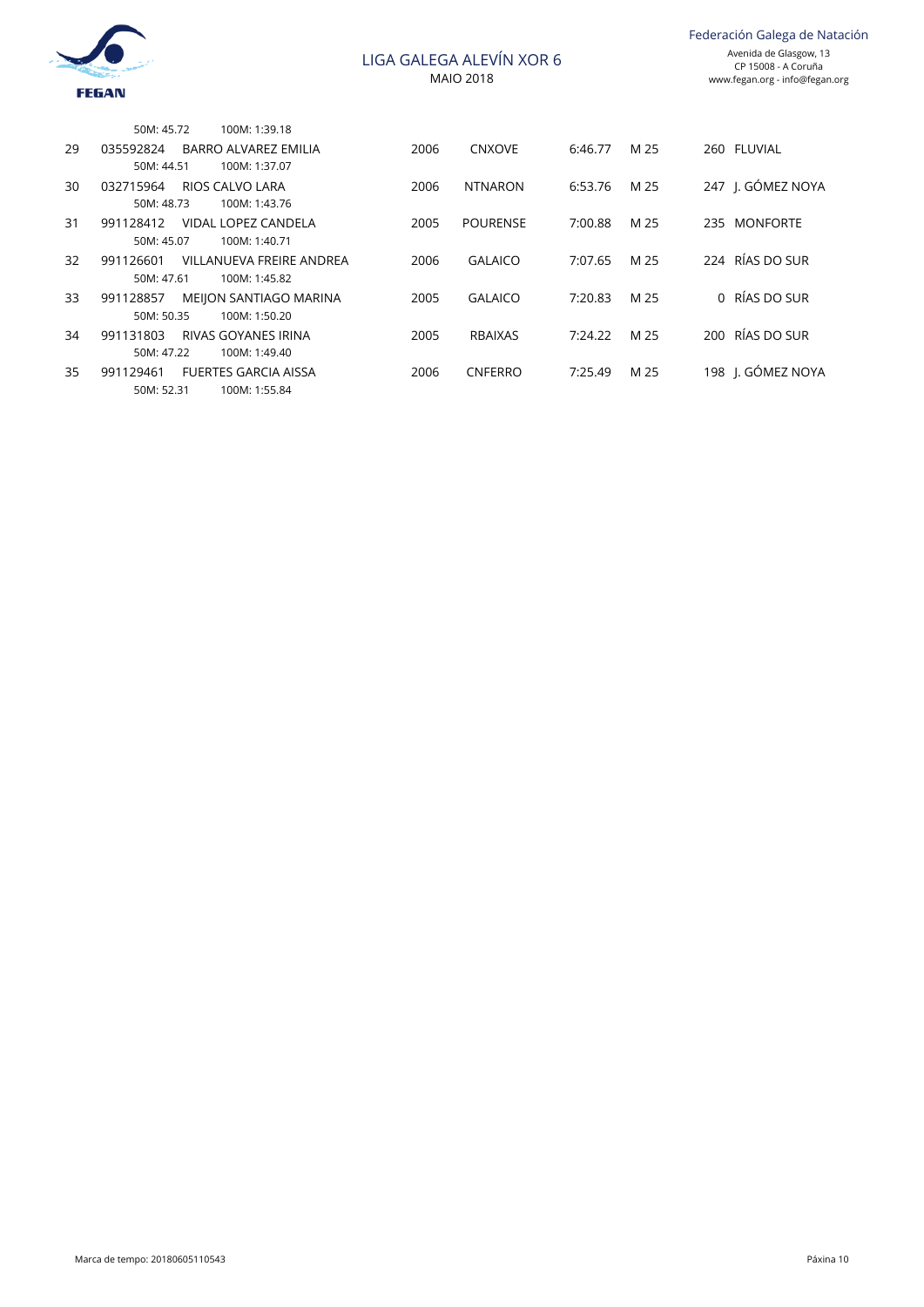| | | | | | | | |
|---|---|---|---|---|---|---|---|
| | 50M: 45.72 100M: 1:39.18 | | | | | | |
| 29 | 035592824 BARRO ALVAREZ EMILIA | 2006 | CNXOVE | 6:46.77 | M 25 | 260 | FLUVIAL |
| | 50M: 44.51 100M: 1:37.07 | | | | | | |
| 30 | 032715964 RIOS CALVO LARA | 2006 | NTNARON | 6:53.76 | M 25 | 247 | J. GÓMEZ NOYA |
| | 50M: 48.73 100M: 1:43.76 | | | | | | |
| 31 | 991128412 VIDAL LOPEZ CANDELA | 2005 | POURENSE | 7:00.88 | M 25 | 235 | MONFORTE |
| | 50M: 45.07 100M: 1:40.71 | | | | | | |
| 32 | 991126601 VILLANUEVA FREIRE ANDREA | 2006 | GALAICO | 7:07.65 | M 25 | 224 | RÍAS DO SUR |
| | 50M: 47.61 100M: 1:45.82 | | | | | | |
| 33 | 991128857 MEIJON SANTIAGO MARINA | 2005 | GALAICO | 7:20.83 | M 25 | 0 | RÍAS DO SUR |
| | 50M: 50.35 100M: 1:50.20 | | | | | | |
| 34 | 991131803 RIVAS GOYANES IRINA | 2005 | RBAIXAS | 7:24.22 | M 25 | 200 | RÍAS DO SUR |
| | 50M: 47.22 100M: 1:49.40 | | | | | | |
| 35 | 991129461 FUERTES GARCIA AISSA | 2006 | CNFERRO | 7:25.49 | M 25 | 198 | J. GÓMEZ NOYA |
| | 50M: 52.31 100M: 1:55.84 | | | | | | |

Marca de tempo: 20180605110543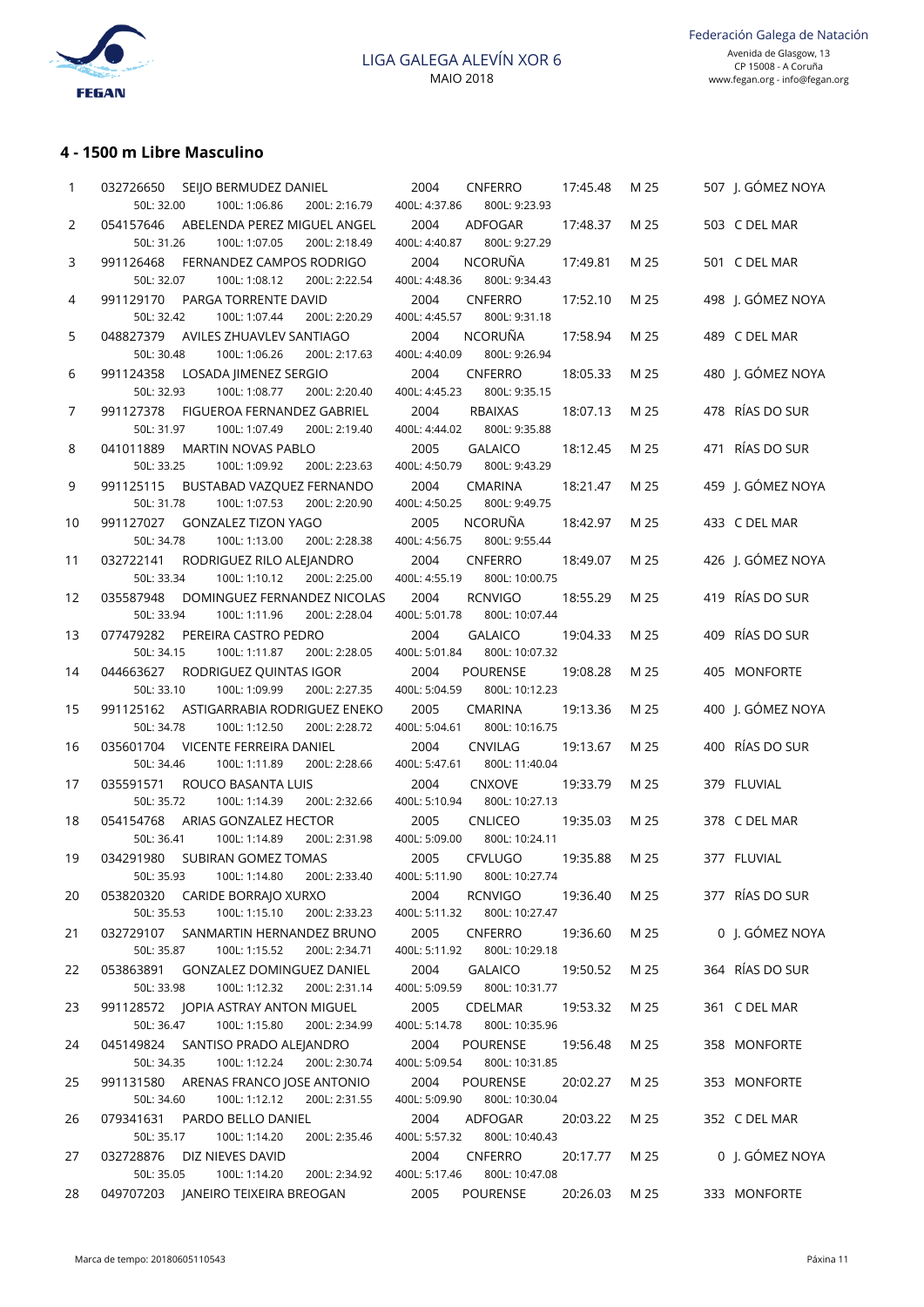LIGA GALEGA ALEVÍN XOR 6

MAIO 2018

Federación Galega de Natación
Avenida de Glasgow, 13
CP 15008 - A Coruña
www.fegan.org - info@fegan.org

## 4 - 1500 m Libre Masculino

| Pos | Licenza | Nome | Ano | Clube | Tempo | Piscina | Puntos | Sede |
|---|---|---|---|---|---|---|---|---|
| 1 | 032726650 | SEIJO BERMUDEZ DANIEL | 2004 | CNFERRO | 17:45.48 | M 25 | 507 | J. GÓMEZ NOYA |
| | 50L: 32.00 | 100L: 1:06.86 200L: 2:16.79 | 400L: 4:37.86 | 800L: 9:23.93 | | | | |
| 2 | 054157646 | ABELENDA PEREZ MIGUEL ANGEL | 2004 | ADFOGAR | 17:48.37 | M 25 | 503 | C DEL MAR |
| | 50L: 31.26 | 100L: 1:07.05 200L: 2:18.49 | 400L: 4:40.87 | 800L: 9:27.29 | | | | |
| 3 | 991126468 | FERNANDEZ CAMPOS RODRIGO | 2004 | NCORUÑA | 17:49.81 | M 25 | 501 | C DEL MAR |
| | 50L: 32.07 | 100L: 1:08.12 200L: 2:22.54 | 400L: 4:48.36 | 800L: 9:34.43 | | | | |
| 4 | 991129170 | PARGA TORRENTE DAVID | 2004 | CNFERRO | 17:52.10 | M 25 | 498 | J. GÓMEZ NOYA |
| | 50L: 32.42 | 100L: 1:07.44 200L: 2:20.29 | 400L: 4:45.57 | 800L: 9:31.18 | | | | |
| 5 | 048827379 | AVILES ZHUAVLEV SANTIAGO | 2004 | NCORUÑA | 17:58.94 | M 25 | 489 | C DEL MAR |
| | 50L: 30.48 | 100L: 1:06.26 200L: 2:17.63 | 400L: 4:40.09 | 800L: 9:26.94 | | | | |
| 6 | 991124358 | LOSADA JIMENEZ SERGIO | 2004 | CNFERRO | 18:05.33 | M 25 | 480 | J. GÓMEZ NOYA |
| | 50L: 32.93 | 100L: 1:08.77 200L: 2:20.40 | 400L: 4:45.23 | 800L: 9:35.15 | | | | |
| 7 | 991127378 | FIGUEROA FERNANDEZ GABRIEL | 2004 | RBAIXAS | 18:07.13 | M 25 | 478 | RÍAS DO SUR |
| | 50L: 31.97 | 100L: 1:07.49 200L: 2:19.40 | 400L: 4:44.02 | 800L: 9:35.88 | | | | |
| 8 | 041011889 | MARTIN NOVAS PABLO | 2005 | GALAICO | 18:12.45 | M 25 | 471 | RÍAS DO SUR |
| | 50L: 33.25 | 100L: 1:09.92 200L: 2:23.63 | 400L: 4:50.79 | 800L: 9:43.29 | | | | |
| 9 | 991125115 | BUSTABAD VAZQUEZ FERNANDO | 2004 | CMARINA | 18:21.47 | M 25 | 459 | J. GÓMEZ NOYA |
| | 50L: 31.78 | 100L: 1:07.53 200L: 2:20.90 | 400L: 4:50.25 | 800L: 9:49.75 | | | | |
| 10 | 991127027 | GONZALEZ TIZON YAGO | 2005 | NCORUÑA | 18:42.97 | M 25 | 433 | C DEL MAR |
| | 50L: 34.78 | 100L: 1:13.00 200L: 2:28.38 | 400L: 4:56.75 | 800L: 9:55.44 | | | | |
| 11 | 032722141 | RODRIGUEZ RILO ALEJANDRO | 2004 | CNFERRO | 18:49.07 | M 25 | 426 | J. GÓMEZ NOYA |
| | 50L: 33.34 | 100L: 1:10.12 200L: 2:25.00 | 400L: 4:55.19 | 800L: 10:00.75 | | | | |
| 12 | 035587948 | DOMINGUEZ FERNANDEZ NICOLAS | 2004 | RCNVIGO | 18:55.29 | M 25 | 419 | RÍAS DO SUR |
| | 50L: 33.94 | 100L: 1:11.96 200L: 2:28.04 | 400L: 5:01.78 | 800L: 10:07.44 | | | | |
| 13 | 077479282 | PEREIRA CASTRO PEDRO | 2004 | GALAICO | 19:04.33 | M 25 | 409 | RÍAS DO SUR |
| | 50L: 34.15 | 100L: 1:11.87 200L: 2:28.05 | 400L: 5:01.84 | 800L: 10:07.32 | | | | |
| 14 | 044663627 | RODRIGUEZ QUINTAS IGOR | 2004 | POURENSE | 19:08.28 | M 25 | 405 | MONFORTE |
| | 50L: 33.10 | 100L: 1:09.99 200L: 2:27.35 | 400L: 5:04.59 | 800L: 10:12.23 | | | | |
| 15 | 991125162 | ASTIGARRABIA RODRIGUEZ ENEKO | 2005 | CMARINA | 19:13.36 | M 25 | 400 | J. GÓMEZ NOYA |
| | 50L: 34.78 | 100L: 1:12.50 200L: 2:28.72 | 400L: 5:04.61 | 800L: 10:16.75 | | | | |
| 16 | 035601704 | VICENTE FERREIRA DANIEL | 2004 | CNVILAG | 19:13.67 | M 25 | 400 | RÍAS DO SUR |
| | 50L: 34.46 | 100L: 1:11.89 200L: 2:28.66 | 400L: 5:47.61 | 800L: 11:40.04 | | | | |
| 17 | 035591571 | ROUCO BASANTA LUIS | 2004 | CNXOVE | 19:33.79 | M 25 | 379 | FLUVIAL |
| | 50L: 35.72 | 100L: 1:14.39 200L: 2:32.66 | 400L: 5:10.94 | 800L: 10:27.13 | | | | |
| 18 | 054154768 | ARIAS GONZALEZ HECTOR | 2005 | CNLICEO | 19:35.03 | M 25 | 378 | C DEL MAR |
| | 50L: 36.41 | 100L: 1:14.89 200L: 2:31.98 | 400L: 5:09.00 | 800L: 10:24.11 | | | | |
| 19 | 034291980 | SUBIRAN GOMEZ TOMAS | 2005 | CFVLUGO | 19:35.88 | M 25 | 377 | FLUVIAL |
| | 50L: 35.93 | 100L: 1:14.80 200L: 2:33.40 | 400L: 5:11.90 | 800L: 10:27.74 | | | | |
| 20 | 053820320 | CARIDE BORRAJO XURXO | 2004 | RCNVIGO | 19:36.40 | M 25 | 377 | RÍAS DO SUR |
| | 50L: 35.53 | 100L: 1:15.10 200L: 2:33.23 | 400L: 5:11.32 | 800L: 10:27.47 | | | | |
| 21 | 032729107 | SANMARTIN HERNANDEZ BRUNO | 2005 | CNFERRO | 19:36.60 | M 25 | 0 | J. GÓMEZ NOYA |
| | 50L: 35.87 | 100L: 1:15.52 200L: 2:34.71 | 400L: 5:11.92 | 800L: 10:29.18 | | | | |
| 22 | 053863891 | GONZALEZ DOMINGUEZ DANIEL | 2004 | GALAICO | 19:50.52 | M 25 | 364 | RÍAS DO SUR |
| | 50L: 33.98 | 100L: 1:12.32 200L: 2:31.14 | 400L: 5:09.59 | 800L: 10:31.77 | | | | |
| 23 | 991128572 | JOPIA ASTRAY ANTON MIGUEL | 2005 | CDELMAR | 19:53.32 | M 25 | 361 | C DEL MAR |
| | 50L: 36.47 | 100L: 1:15.80 200L: 2:34.99 | 400L: 5:14.78 | 800L: 10:35.96 | | | | |
| 24 | 045149824 | SANTISO PRADO ALEJANDRO | 2004 | POURENSE | 19:56.48 | M 25 | 358 | MONFORTE |
| | 50L: 34.35 | 100L: 1:12.24 200L: 2:30.74 | 400L: 5:09.54 | 800L: 10:31.85 | | | | |
| 25 | 991131580 | ARENAS FRANCO JOSE ANTONIO | 2004 | POURENSE | 20:02.27 | M 25 | 353 | MONFORTE |
| | 50L: 34.60 | 100L: 1:12.12 200L: 2:31.55 | 400L: 5:09.90 | 800L: 10:30.04 | | | | |
| 26 | 079341631 | PARDO BELLO DANIEL | 2004 | ADFOGAR | 20:03.22 | M 25 | 352 | C DEL MAR |
| | 50L: 35.17 | 100L: 1:14.20 200L: 2:35.46 | 400L: 5:57.32 | 800L: 10:40.43 | | | | |
| 27 | 032728876 | DIZ NIEVES DAVID | 2004 | CNFERRO | 20:17.77 | M 25 | 0 | J. GÓMEZ NOYA |
| | 50L: 35.05 | 100L: 1:14.20 200L: 2:34.92 | 400L: 5:17.46 | 800L: 10:47.08 | | | | |
| 28 | 049707203 | JANEIRO TEIXEIRA BREOGAN | 2005 | POURENSE | 20:26.03 | M 25 | 333 | MONFORTE |

Marca de tempo: 20180605110543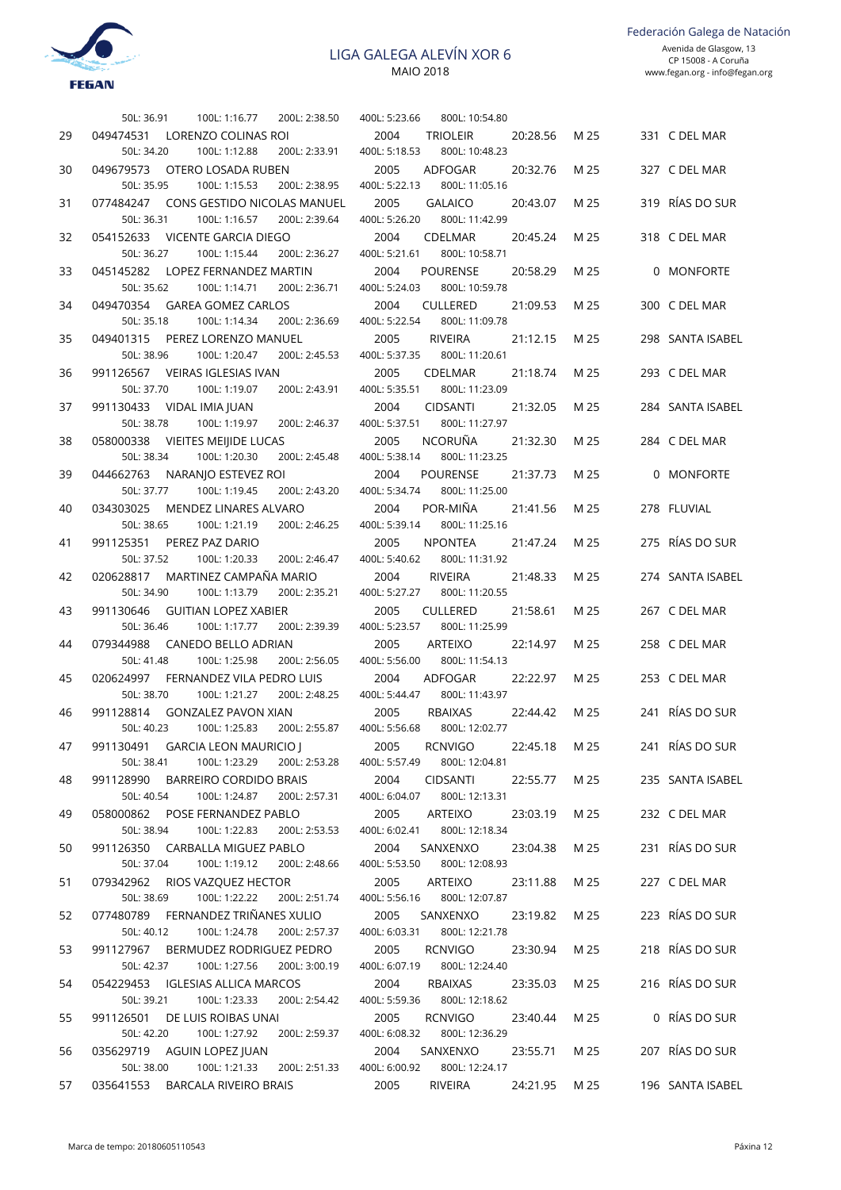# LIGA GALEGA ALEVÍN XOR 6

MAIO 2018

Federación Galega de Natación
Avenida de Glasgow, 13
CP 15008 - A Coruña
www.fegan.org - info@fegan.org

| Pos | Licenza | Nome | Ano | Club | Tempo | Cat | Puntos | Equipo |
|---|---|---|---|---|---|---|---|---|
| | | 50L: 36.91 100L: 1:16.77 200L: 2:38.50 400L: 5:23.66 800L: 10:54.80 | | | | | | |
| 29 | 049474531 | LORENZO COLINAS ROI | 2004 | TRIOLEIR | 20:28.56 | M 25 | 331 | C DEL MAR |
| | | 50L: 34.20 100L: 1:12.88 200L: 2:33.91 400L: 5:18.53 800L: 10:48.23 | | | | | | |
| 30 | 049679573 | OTERO LOSADA RUBEN | 2005 | ADFOGAR | 20:32.76 | M 25 | 327 | C DEL MAR |
| | | 50L: 35.95 100L: 1:15.53 200L: 2:38.95 400L: 5:22.13 800L: 11:05.16 | | | | | | |
| 31 | 077484247 | CONS GESTIDO NICOLAS MANUEL | 2005 | GALAICO | 20:43.07 | M 25 | 319 | RÍAS DO SUR |
| | | 50L: 36.31 100L: 1:16.57 200L: 2:39.64 400L: 5:26.20 800L: 11:42.99 | | | | | | |
| 32 | 054152633 | VICENTE GARCIA DIEGO | 2004 | CDELMAR | 20:45.24 | M 25 | 318 | C DEL MAR |
| | | 50L: 36.27 100L: 1:15.44 200L: 2:36.27 400L: 5:21.61 800L: 10:58.71 | | | | | | |
| 33 | 045145282 | LOPEZ FERNANDEZ MARTIN | 2004 | POURENSE | 20:58.29 | M 25 | 0 | MONFORTE |
| | | 50L: 35.62 100L: 1:14.71 200L: 2:36.71 400L: 5:24.03 800L: 10:59.78 | | | | | | |
| 34 | 049470354 | GAREA GOMEZ CARLOS | 2004 | CULLERED | 21:09.53 | M 25 | 300 | C DEL MAR |
| | | 50L: 35.18 100L: 1:14.34 200L: 2:36.69 400L: 5:22.54 800L: 11:09.78 | | | | | | |
| 35 | 049401315 | PEREZ LORENZO MANUEL | 2005 | RIVEIRA | 21:12.15 | M 25 | 298 | SANTA ISABEL |
| | | 50L: 38.96 100L: 1:20.47 200L: 2:45.53 400L: 5:37.35 800L: 11:20.61 | | | | | | |
| 36 | 991126567 | VEIRAS IGLESIAS IVAN | 2005 | CDELMAR | 21:18.74 | M 25 | 293 | C DEL MAR |
| | | 50L: 37.70 100L: 1:19.07 200L: 2:43.91 400L: 5:35.51 800L: 11:23.09 | | | | | | |
| 37 | 991130433 | VIDAL IMIA JUAN | 2004 | CIDSANTI | 21:32.05 | M 25 | 284 | SANTA ISABEL |
| | | 50L: 38.78 100L: 1:19.97 200L: 2:46.37 400L: 5:37.51 800L: 11:27.97 | | | | | | |
| 38 | 058000338 | VIEITES MEIJIDE LUCAS | 2005 | NCORUÑA | 21:32.30 | M 25 | 284 | C DEL MAR |
| | | 50L: 38.34 100L: 1:20.30 200L: 2:45.48 400L: 5:38.14 800L: 11:23.25 | | | | | | |
| 39 | 044662763 | NARANJO ESTEVEZ ROI | 2004 | POURENSE | 21:37.73 | M 25 | 0 | MONFORTE |
| | | 50L: 37.77 100L: 1:19.45 200L: 2:43.20 400L: 5:34.74 800L: 11:25.00 | | | | | | |
| 40 | 034303025 | MENDEZ LINARES ALVARO | 2004 | POR-MIÑA | 21:41.56 | M 25 | 278 | FLUVIAL |
| | | 50L: 38.65 100L: 1:21.19 200L: 2:46.25 400L: 5:39.14 800L: 11:25.16 | | | | | | |
| 41 | 991125351 | PEREZ PAZ DARIO | 2005 | NPONTEA | 21:47.24 | M 25 | 275 | RÍAS DO SUR |
| | | 50L: 37.52 100L: 1:20.33 200L: 2:46.47 400L: 5:40.62 800L: 11:31.92 | | | | | | |
| 42 | 020628817 | MARTINEZ CAMPAÑA MARIO | 2004 | RIVEIRA | 21:48.33 | M 25 | 274 | SANTA ISABEL |
| | | 50L: 34.90 100L: 1:13.79 200L: 2:35.21 400L: 5:27.27 800L: 11:20.55 | | | | | | |
| 43 | 991130646 | GUITIAN LOPEZ XABIER | 2005 | CULLERED | 21:58.61 | M 25 | 267 | C DEL MAR |
| | | 50L: 36.46 100L: 1:17.77 200L: 2:39.39 400L: 5:23.57 800L: 11:25.99 | | | | | | |
| 44 | 079344988 | CANEDO BELLO ADRIAN | 2005 | ARTEIXO | 22:14.97 | M 25 | 258 | C DEL MAR |
| | | 50L: 41.48 100L: 1:25.98 200L: 2:56.05 400L: 5:56.00 800L: 11:54.13 | | | | | | |
| 45 | 020624997 | FERNANDEZ VILA PEDRO LUIS | 2004 | ADFOGAR | 22:22.97 | M 25 | 253 | C DEL MAR |
| | | 50L: 38.70 100L: 1:21.27 200L: 2:48.25 400L: 5:44.47 800L: 11:43.97 | | | | | | |
| 46 | 991128814 | GONZALEZ PAVON XIAN | 2005 | RBAIXAS | 22:44.42 | M 25 | 241 | RÍAS DO SUR |
| | | 50L: 40.23 100L: 1:25.83 200L: 2:55.87 400L: 5:56.68 800L: 12:02.77 | | | | | | |
| 47 | 991130491 | GARCIA LEON MAURICIO J | 2005 | RCNVIGO | 22:45.18 | M 25 | 241 | RÍAS DO SUR |
| | | 50L: 38.41 100L: 1:23.29 200L: 2:53.28 400L: 5:57.49 800L: 12:04.81 | | | | | | |
| 48 | 991128990 | BARREIRO CORDIDO BRAIS | 2004 | CIDSANTI | 22:55.77 | M 25 | 235 | SANTA ISABEL |
| | | 50L: 40.54 100L: 1:24.87 200L: 2:57.31 400L: 6:04.07 800L: 12:13.31 | | | | | | |
| 49 | 058000862 | POSE FERNANDEZ PABLO | 2005 | ARTEIXO | 23:03.19 | M 25 | 232 | C DEL MAR |
| | | 50L: 38.94 100L: 1:22.83 200L: 2:53.53 400L: 6:02.41 800L: 12:18.34 | | | | | | |
| 50 | 991126350 | CARBALLA MIGUEZ PABLO | 2004 | SANXENXO | 23:04.38 | M 25 | 231 | RÍAS DO SUR |
| | | 50L: 37.04 100L: 1:19.12 200L: 2:48.66 400L: 5:53.50 800L: 12:08.93 | | | | | | |
| 51 | 079342962 | RIOS VAZQUEZ HECTOR | 2005 | ARTEIXO | 23:11.88 | M 25 | 227 | C DEL MAR |
| | | 50L: 38.69 100L: 1:22.22 200L: 2:51.74 400L: 5:56.16 800L: 12:07.87 | | | | | | |
| 52 | 077480789 | FERNANDEZ TRIÑANES XULIO | 2005 | SANXENXO | 23:19.82 | M 25 | 223 | RÍAS DO SUR |
| | | 50L: 40.12 100L: 1:24.78 200L: 2:57.37 400L: 6:03.31 800L: 12:21.78 | | | | | | |
| 53 | 991127967 | BERMUDEZ RODRIGUEZ PEDRO | 2005 | RCNVIGO | 23:30.94 | M 25 | 218 | RÍAS DO SUR |
| | | 50L: 42.37 100L: 1:27.56 200L: 3:00.19 400L: 6:07.19 800L: 12:24.40 | | | | | | |
| 54 | 054229453 | IGLESIAS ALLICA MARCOS | 2004 | RBAIXAS | 23:35.03 | M 25 | 216 | RÍAS DO SUR |
| | | 50L: 39.21 100L: 1:23.33 200L: 2:54.42 400L: 5:59.36 800L: 12:18.62 | | | | | | |
| 55 | 991126501 | DE LUIS ROIBAS UNAI | 2005 | RCNVIGO | 23:40.44 | M 25 | 0 | RÍAS DO SUR |
| | | 50L: 42.20 100L: 1:27.92 200L: 2:59.37 400L: 6:08.32 800L: 12:36.29 | | | | | | |
| 56 | 035629719 | AGUIN LOPEZ JUAN | 2004 | SANXENXO | 23:55.71 | M 25 | 207 | RÍAS DO SUR |
| | | 50L: 38.00 100L: 1:21.33 200L: 2:51.33 400L: 6:00.92 800L: 12:24.17 | | | | | | |
| 57 | 035641553 | BARCALA RIVEIRO BRAIS | 2005 | RIVEIRA | 24:21.95 | M 25 | 196 | SANTA ISABEL |

Marca de tempo: 20180605110543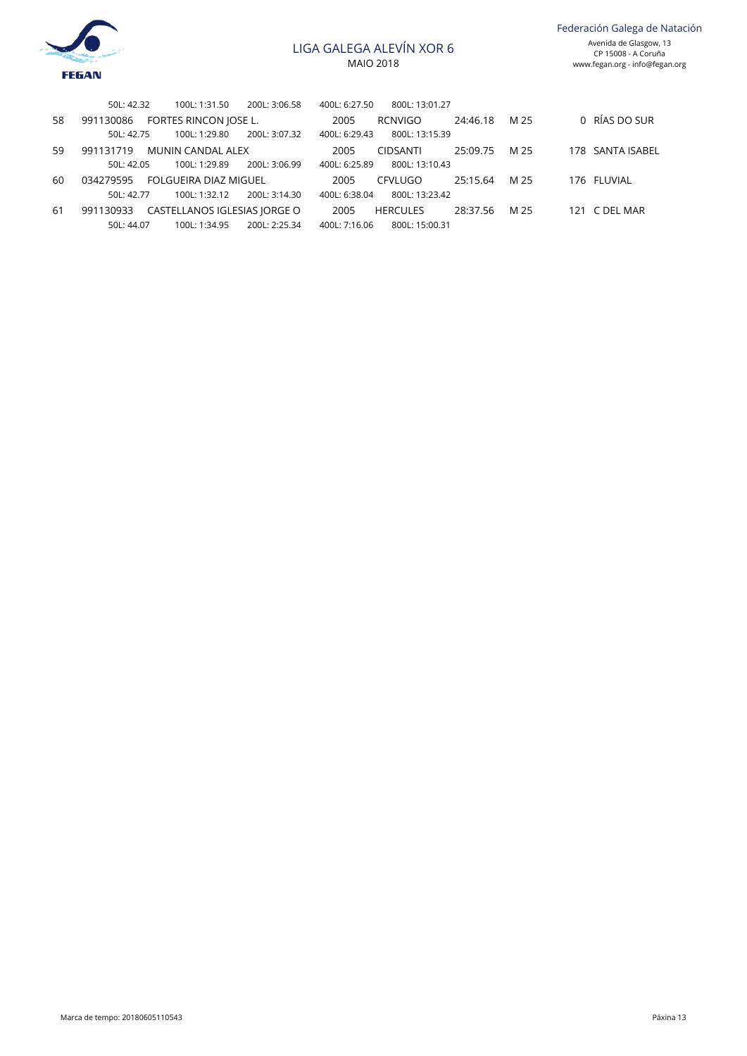# LIGA GALEGA ALEVÍN XOR 6

MAIO 2018

| | | | | | | | | |
|---|---|---|---|---|---|---|---|---|
| | 50L: 42.32 | 100L: 1:31.50 | 200L: 3:06.58 | 400L: 6:27.50 | 800L: 13:01.27 | | | |
| 58 | 991130086 | FORTES RINCON JOSE L. | 2005 | RCNVIGO | 24:46.18 | M 25 | 0 | RÍAS DO SUR |
| | 50L: 42.75 | 100L: 1:29.80 | 200L: 3:07.32 | 400L: 6:29.43 | 800L: 13:15.39 | | | |
| 59 | 991131719 | MUNIN CANDAL ALEX | 2005 | CIDSANTI | 25:09.75 | M 25 | 178 | SANTA ISABEL |
| | 50L: 42.05 | 100L: 1:29.89 | 200L: 3:06.99 | 400L: 6:25.89 | 800L: 13:10.43 | | | |
| 60 | 034279595 | FOLGUEIRA DIAZ MIGUEL | 2005 | CFVLUGO | 25:15.64 | M 25 | 176 | FLUVIAL |
| | 50L: 42.77 | 100L: 1:32.12 | 200L: 3:14.30 | 400L: 6:38.04 | 800L: 13:23.42 | | | |
| 61 | 991130933 | CASTELLANOS IGLESIAS JORGE O | 2005 | HERCULES | 28:37.56 | M 25 | 121 | C DEL MAR |
| | 50L: 44.07 | 100L: 1:34.95 | 200L: 2:25.34 | 400L: 7:16.06 | 800L: 15:00.31 | | | |

Marca de tempo: 20180605110543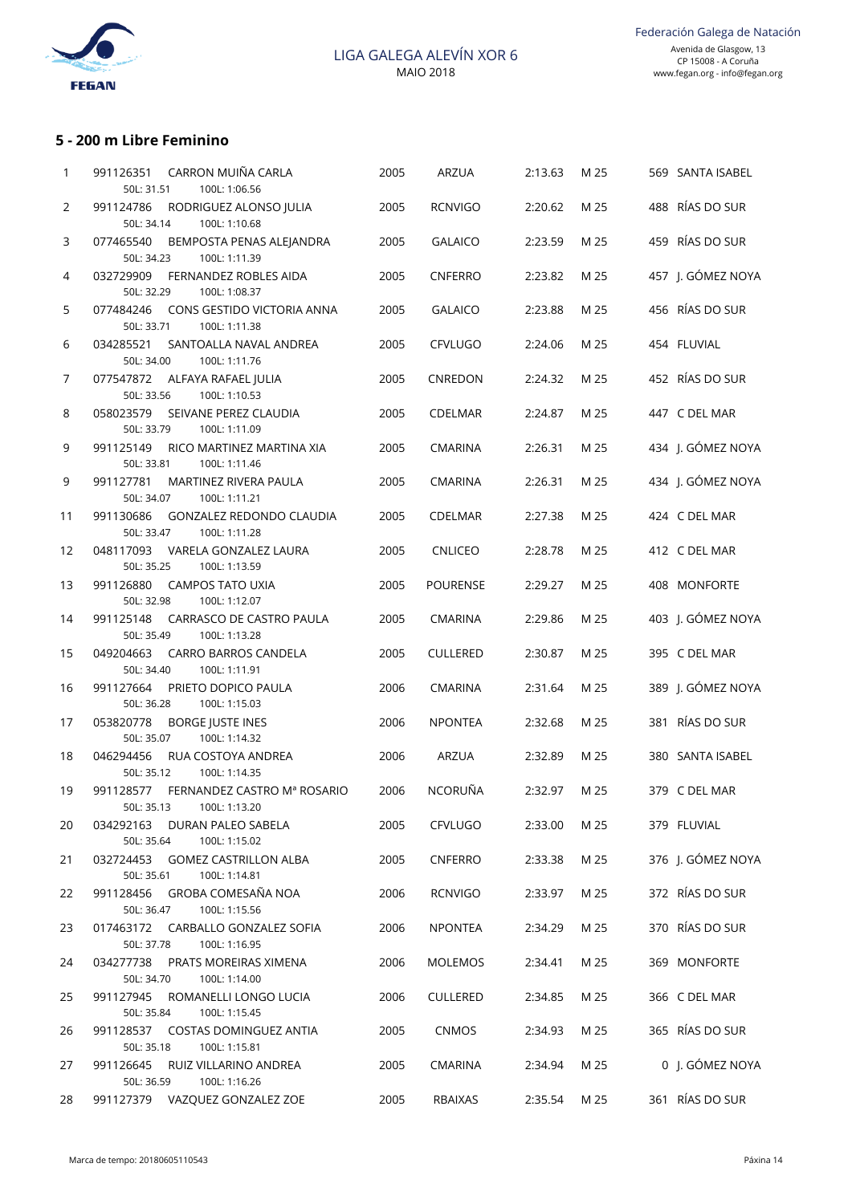## 5 - 200 m Libre Feminino

| Pos | Licenza | Nome | Ano | Club | Tempo | Piscina | Puntos | Delegación |
|---|---|---|---|---|---|---|---|---|
| 1 | 991126351 | CARRON MUIÑA CARLA<br>50L: 31.51 100L: 1:06.56 | 2005 | ARZUA | 2:13.63 | M 25 | 569 | SANTA ISABEL |
| 2 | 991124786 | RODRIGUEZ ALONSO JULIA<br>50L: 34.14 100L: 1:10.68 | 2005 | RCNVIGO | 2:20.62 | M 25 | 488 | RÍAS DO SUR |
| 3 | 077465540 | BEMPOSTA PENAS ALEJANDRA<br>50L: 34.23 100L: 1:11.39 | 2005 | GALAICO | 2:23.59 | M 25 | 459 | RÍAS DO SUR |
| 4 | 032729909 | FERNANDEZ ROBLES AIDA<br>50L: 32.29 100L: 1:08.37 | 2005 | CNFERRO | 2:23.82 | M 25 | 457 | J. GÓMEZ NOYA |
| 5 | 077484246 | CONS GESTIDO VICTORIA ANNA<br>50L: 33.71 100L: 1:11.38 | 2005 | GALAICO | 2:23.88 | M 25 | 456 | RÍAS DO SUR |
| 6 | 034285521 | SANTOALLA NAVAL ANDREA<br>50L: 34.00 100L: 1:11.76 | 2005 | CFVLUGO | 2:24.06 | M 25 | 454 | FLUVIAL |
| 7 | 077547872 | ALFAYA RAFAEL JULIA<br>50L: 33.56 100L: 1:10.53 | 2005 | CNREDON | 2:24.32 | M 25 | 452 | RÍAS DO SUR |
| 8 | 058023579 | SEIVANE PEREZ CLAUDIA<br>50L: 33.79 100L: 1:11.09 | 2005 | CDELMAR | 2:24.87 | M 25 | 447 | C DEL MAR |
| 9 | 991125149 | RICO MARTINEZ MARTINA XIA<br>50L: 33.81 100L: 1:11.46 | 2005 | CMARINA | 2:26.31 | M 25 | 434 | J. GÓMEZ NOYA |
| 9 | 991127781 | MARTINEZ RIVERA PAULA<br>50L: 34.07 100L: 1:11.21 | 2005 | CMARINA | 2:26.31 | M 25 | 434 | J. GÓMEZ NOYA |
| 11 | 991130686 | GONZALEZ REDONDO CLAUDIA<br>50L: 33.47 100L: 1:11.28 | 2005 | CDELMAR | 2:27.38 | M 25 | 424 | C DEL MAR |
| 12 | 048117093 | VARELA GONZALEZ LAURA<br>50L: 35.25 100L: 1:13.59 | 2005 | CNLICEO | 2:28.78 | M 25 | 412 | C DEL MAR |
| 13 | 991126880 | CAMPOS TATO UXIA<br>50L: 32.98 100L: 1:12.07 | 2005 | POURENSE | 2:29.27 | M 25 | 408 | MONFORTE |
| 14 | 991125148 | CARRASCO DE CASTRO PAULA<br>50L: 35.49 100L: 1:13.28 | 2005 | CMARINA | 2:29.86 | M 25 | 403 | J. GÓMEZ NOYA |
| 15 | 049204663 | CARRO BARROS CANDELA<br>50L: 34.40 100L: 1:11.91 | 2005 | CULLERED | 2:30.87 | M 25 | 395 | C DEL MAR |
| 16 | 991127664 | PRIETO DOPICO PAULA<br>50L: 36.28 100L: 1:15.03 | 2006 | CMARINA | 2:31.64 | M 25 | 389 | J. GÓMEZ NOYA |
| 17 | 053820778 | BORGE JUSTE INES<br>50L: 35.07 100L: 1:14.32 | 2006 | NPONTEA | 2:32.68 | M 25 | 381 | RÍAS DO SUR |
| 18 | 046294456 | RUA COSTOYA ANDREA<br>50L: 35.12 100L: 1:14.35 | 2006 | ARZUA | 2:32.89 | M 25 | 380 | SANTA ISABEL |
| 19 | 991128577 | FERNANDEZ CASTRO Mª ROSARIO<br>50L: 35.13 100L: 1:13.20 | 2006 | NCORUÑA | 2:32.97 | M 25 | 379 | C DEL MAR |
| 20 | 034292163 | DURAN PALEO SABELA<br>50L: 35.64 100L: 1:15.02 | 2005 | CFVLUGO | 2:33.00 | M 25 | 379 | FLUVIAL |
| 21 | 032724453 | GOMEZ CASTRILLON ALBA<br>50L: 35.61 100L: 1:14.81 | 2005 | CNFERRO | 2:33.38 | M 25 | 376 | J. GÓMEZ NOYA |
| 22 | 991128456 | GROBA COMESAÑA NOA<br>50L: 36.47 100L: 1:15.56 | 2006 | RCNVIGO | 2:33.97 | M 25 | 372 | RÍAS DO SUR |
| 23 | 017463172 | CARBALLO GONZALEZ SOFIA<br>50L: 37.78 100L: 1:16.95 | 2006 | NPONTEA | 2:34.29 | M 25 | 370 | RÍAS DO SUR |
| 24 | 034277738 | PRATS MOREIRAS XIMENA<br>50L: 34.70 100L: 1:14.00 | 2006 | MOLEMOS | 2:34.41 | M 25 | 369 | MONFORTE |
| 25 | 991127945 | ROMANELLI LONGO LUCIA<br>50L: 35.84 100L: 1:15.45 | 2006 | CULLERED | 2:34.85 | M 25 | 366 | C DEL MAR |
| 26 | 991128537 | COSTAS DOMINGUEZ ANTIA<br>50L: 35.18 100L: 1:15.81 | 2005 | CNMOS | 2:34.93 | M 25 | 365 | RÍAS DO SUR |
| 27 | 991126645 | RUIZ VILLARINO ANDREA<br>50L: 36.59 100L: 1:16.26 | 2005 | CMARINA | 2:34.94 | M 25 | 0 | J. GÓMEZ NOYA |
| 28 | 991127379 | VAZQUEZ GONZALEZ ZOE | 2005 | RBAIXAS | 2:35.54 | M 25 | 361 | RÍAS DO SUR |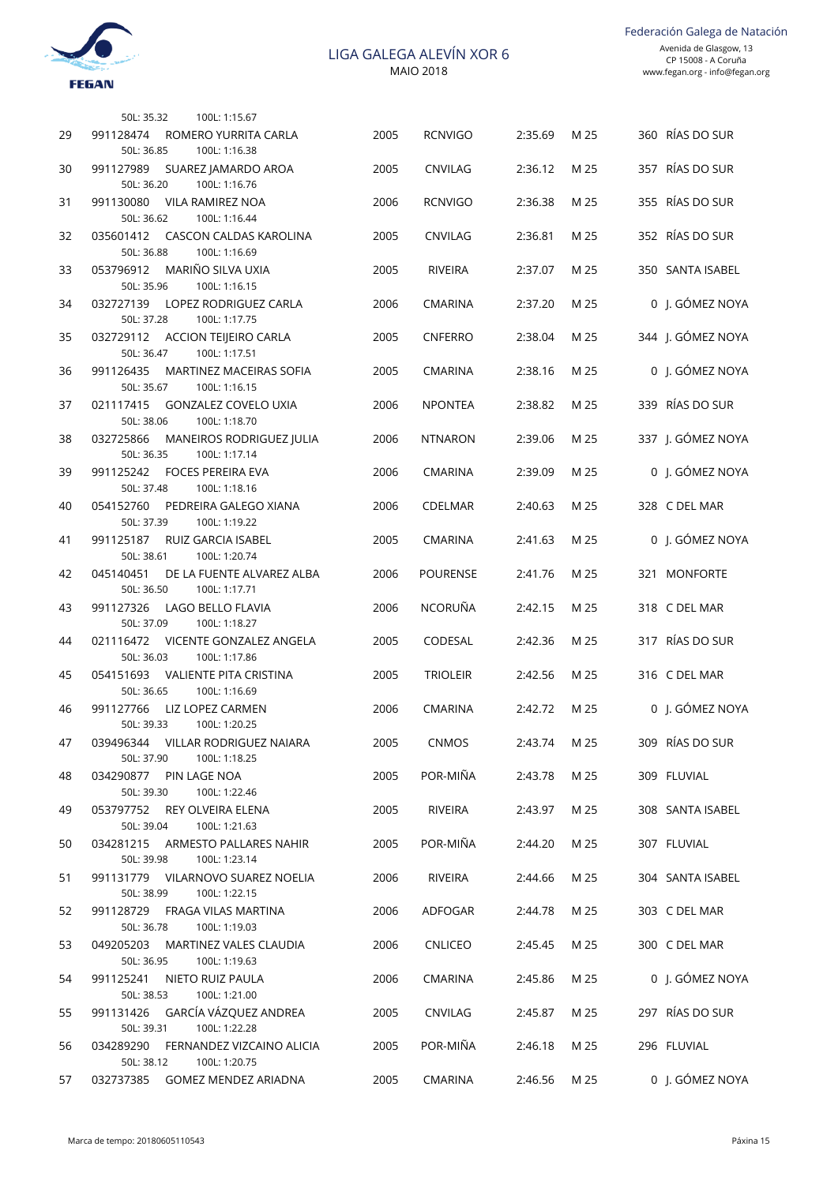| | | | | | | | |
|---|---|---|---|---|---|---|---|
| | 50L: 35.32 100L: 1:15.67 | | | | | | |
| 29 | 991128474 ROMERO YURRITA CARLA | 2005 | RCNVIGO | 2:35.69 | M 25 | 360 | RÍAS DO SUR |
| | 50L: 36.85 100L: 1:16.38 | | | | | | |
| 30 | 991127989 SUAREZ JAMARDO AROA | 2005 | CNVILAG | 2:36.12 | M 25 | 357 | RÍAS DO SUR |
| | 50L: 36.20 100L: 1:16.76 | | | | | | |
| 31 | 991130080 VILA RAMIREZ NOA | 2006 | RCNVIGO | 2:36.38 | M 25 | 355 | RÍAS DO SUR |
| | 50L: 36.62 100L: 1:16.44 | | | | | | |
| 32 | 035601412 CASCON CALDAS KAROLINA | 2005 | CNVILAG | 2:36.81 | M 25 | 352 | RÍAS DO SUR |
| | 50L: 36.88 100L: 1:16.69 | | | | | | |
| 33 | 053796912 MARIÑO SILVA UXIA | 2005 | RIVEIRA | 2:37.07 | M 25 | 350 | SANTA ISABEL |
| | 50L: 35.96 100L: 1:16.15 | | | | | | |
| 34 | 032727139 LOPEZ RODRIGUEZ CARLA | 2006 | CMARINA | 2:37.20 | M 25 | 0 | J. GÓMEZ NOYA |
| | 50L: 37.28 100L: 1:17.75 | | | | | | |
| 35 | 032729112 ACCION TEIJEIRO CARLA | 2005 | CNFERRO | 2:38.04 | M 25 | 344 | J. GÓMEZ NOYA |
| | 50L: 36.47 100L: 1:17.51 | | | | | | |
| 36 | 991126435 MARTINEZ MACEIRAS SOFIA | 2005 | CMARINA | 2:38.16 | M 25 | 0 | J. GÓMEZ NOYA |
| | 50L: 35.67 100L: 1:16.15 | | | | | | |
| 37 | 021117415 GONZALEZ COVELO UXIA | 2006 | NPONTEA | 2:38.82 | M 25 | 339 | RÍAS DO SUR |
| | 50L: 38.06 100L: 1:18.70 | | | | | | |
| 38 | 032725866 MANEIROS RODRIGUEZ JULIA | 2006 | NTNARON | 2:39.06 | M 25 | 337 | J. GÓMEZ NOYA |
| | 50L: 36.35 100L: 1:17.14 | | | | | | |
| 39 | 991125242 FOCES PEREIRA EVA | 2006 | CMARINA | 2:39.09 | M 25 | 0 | J. GÓMEZ NOYA |
| | 50L: 37.48 100L: 1:18.16 | | | | | | |
| 40 | 054152760 PEDREIRA GALEGO XIANA | 2006 | CDELMAR | 2:40.63 | M 25 | 328 | C DEL MAR |
| | 50L: 37.39 100L: 1:19.22 | | | | | | |
| 41 | 991125187 RUIZ GARCIA ISABEL | 2005 | CMARINA | 2:41.63 | M 25 | 0 | J. GÓMEZ NOYA |
| | 50L: 38.61 100L: 1:20.74 | | | | | | |
| 42 | 045140451 DE LA FUENTE ALVAREZ ALBA | 2006 | POURENSE | 2:41.76 | M 25 | 321 | MONFORTE |
| | 50L: 36.50 100L: 1:17.71 | | | | | | |
| 43 | 991127326 LAGO BELLO FLAVIA | 2006 | NCORUÑA | 2:42.15 | M 25 | 318 | C DEL MAR |
| | 50L: 37.09 100L: 1:18.27 | | | | | | |
| 44 | 021116472 VICENTE GONZALEZ ANGELA | 2005 | CODESAL | 2:42.36 | M 25 | 317 | RÍAS DO SUR |
| | 50L: 36.03 100L: 1:17.86 | | | | | | |
| 45 | 054151693 VALIENTE PITA CRISTINA | 2005 | TRIOLEIR | 2:42.56 | M 25 | 316 | C DEL MAR |
| | 50L: 36.65 100L: 1:16.69 | | | | | | |
| 46 | 991127766 LIZ LOPEZ CARMEN | 2006 | CMARINA | 2:42.72 | M 25 | 0 | J. GÓMEZ NOYA |
| | 50L: 39.33 100L: 1:20.25 | | | | | | |
| 47 | 039496344 VILLAR RODRIGUEZ NAIARA | 2005 | CNMOS | 2:43.74 | M 25 | 309 | RÍAS DO SUR |
| | 50L: 37.90 100L: 1:18.25 | | | | | | |
| 48 | 034290877 PIN LAGE NOA | 2005 | POR-MIÑA | 2:43.78 | M 25 | 309 | FLUVIAL |
| | 50L: 39.30 100L: 1:22.46 | | | | | | |
| 49 | 053797752 REY OLVEIRA ELENA | 2005 | RIVEIRA | 2:43.97 | M 25 | 308 | SANTA ISABEL |
| | 50L: 39.04 100L: 1:21.63 | | | | | | |
| 50 | 034281215 ARMESTO PALLARES NAHIR | 2005 | POR-MIÑA | 2:44.20 | M 25 | 307 | FLUVIAL |
| | 50L: 39.98 100L: 1:23.14 | | | | | | |
| 51 | 991131779 VILARNOVO SUAREZ NOELIA | 2006 | RIVEIRA | 2:44.66 | M 25 | 304 | SANTA ISABEL |
| | 50L: 38.99 100L: 1:22.15 | | | | | | |
| 52 | 991128729 FRAGA VILAS MARTINA | 2006 | ADFOGAR | 2:44.78 | M 25 | 303 | C DEL MAR |
| | 50L: 36.78 100L: 1:19.03 | | | | | | |
| 53 | 049205203 MARTINEZ VALES CLAUDIA | 2006 | CNLICEO | 2:45.45 | M 25 | 300 | C DEL MAR |
| | 50L: 36.95 100L: 1:19.63 | | | | | | |
| 54 | 991125241 NIETO RUIZ PAULA | 2006 | CMARINA | 2:45.86 | M 25 | 0 | J. GÓMEZ NOYA |
| | 50L: 38.53 100L: 1:21.00 | | | | | | |
| 55 | 991131426 GARCÍA VÁZQUEZ ANDREA | 2005 | CNVILAG | 2:45.87 | M 25 | 297 | RÍAS DO SUR |
| | 50L: 39.31 100L: 1:22.28 | | | | | | |
| 56 | 034289290 FERNANDEZ VIZCAINO ALICIA | 2005 | POR-MIÑA | 2:46.18 | M 25 | 296 | FLUVIAL |
| | 50L: 38.12 100L: 1:20.75 | | | | | | |
| 57 | 032737385 GOMEZ MENDEZ ARIADNA | 2005 | CMARINA | 2:46.56 | M 25 | 0 | J. GÓMEZ NOYA |

Marca de tempo: 20180605110543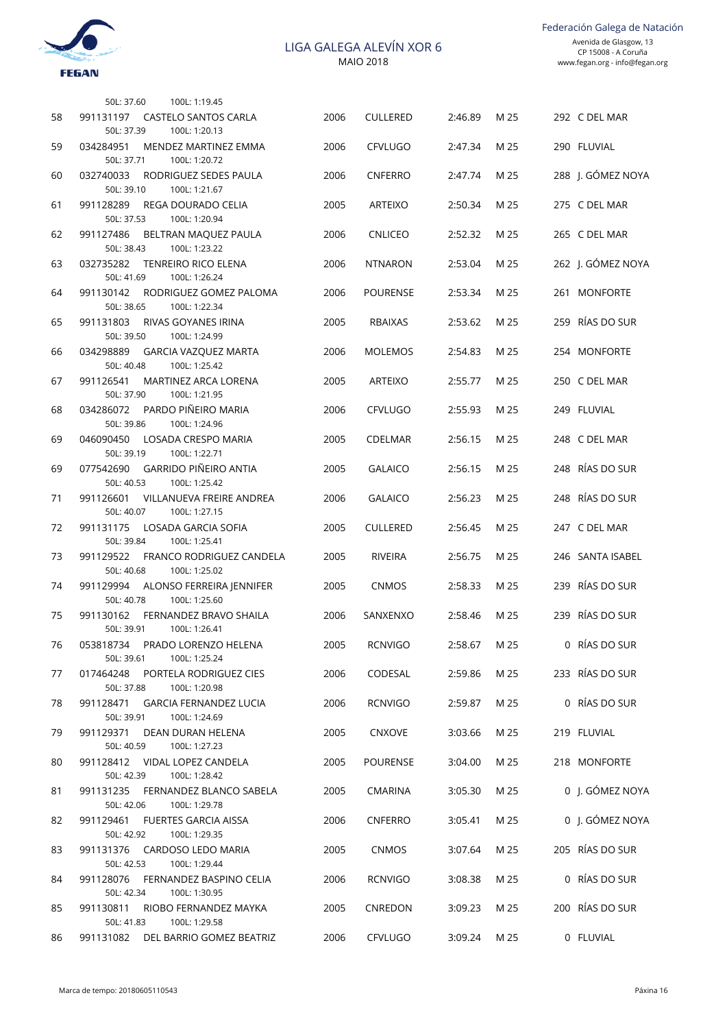50L: 37.60 100L: 1:19.45

| | | | | | | | |
|---|---|---|---|---|---|---|---|
| 58 | 991131197 CASTELO SANTOS CARLA | 2006 | CULLERED | 2:46.89 | M 25 | 292 | C DEL MAR |
| | 50L: 37.39 100L: 1:20.13 | | | | | | |
| 59 | 034284951 MENDEZ MARTINEZ EMMA | 2006 | CFVLUGO | 2:47.34 | M 25 | 290 | FLUVIAL |
| | 50L: 37.71 100L: 1:20.72 | | | | | | |
| 60 | 032740033 RODRIGUEZ SEDES PAULA | 2006 | CNFERRO | 2:47.74 | M 25 | 288 | J. GÓMEZ NOYA |
| | 50L: 39.10 100L: 1:21.67 | | | | | | |
| 61 | 991128289 REGA DOURADO CELIA | 2005 | ARTEIXO | 2:50.34 | M 25 | 275 | C DEL MAR |
| | 50L: 37.53 100L: 1:20.94 | | | | | | |
| 62 | 991127486 BELTRAN MAQUEZ PAULA | 2006 | CNLICEO | 2:52.32 | M 25 | 265 | C DEL MAR |
| | 50L: 38.43 100L: 1:23.22 | | | | | | |
| 63 | 032735282 TENREIRO RICO ELENA | 2006 | NTNARON | 2:53.04 | M 25 | 262 | J. GÓMEZ NOYA |
| | 50L: 41.69 100L: 1:26.24 | | | | | | |
| 64 | 991130142 RODRIGUEZ GOMEZ PALOMA | 2006 | POURENSE | 2:53.34 | M 25 | 261 | MONFORTE |
| | 50L: 38.65 100L: 1:22.34 | | | | | | |
| 65 | 991131803 RIVAS GOYANES IRINA | 2005 | RBAIXAS | 2:53.62 | M 25 | 259 | RÍAS DO SUR |
| | 50L: 39.50 100L: 1:24.99 | | | | | | |
| 66 | 034298889 GARCIA VAZQUEZ MARTA | 2006 | MOLEMOS | 2:54.83 | M 25 | 254 | MONFORTE |
| | 50L: 40.48 100L: 1:25.42 | | | | | | |
| 67 | 991126541 MARTINEZ ARCA LORENA | 2005 | ARTEIXO | 2:55.77 | M 25 | 250 | C DEL MAR |
| | 50L: 37.90 100L: 1:21.95 | | | | | | |
| 68 | 034286072 PARDO PIÑEIRO MARIA | 2006 | CFVLUGO | 2:55.93 | M 25 | 249 | FLUVIAL |
| | 50L: 39.86 100L: 1:24.96 | | | | | | |
| 69 | 046090450 LOSADA CRESPO MARIA | 2005 | CDELMAR | 2:56.15 | M 25 | 248 | C DEL MAR |
| | 50L: 39.19 100L: 1:22.71 | | | | | | |
| 69 | 077542690 GARRIDO PIÑEIRO ANTIA | 2005 | GALAICO | 2:56.15 | M 25 | 248 | RÍAS DO SUR |
| | 50L: 40.53 100L: 1:25.42 | | | | | | |
| 71 | 991126601 VILLANUEVA FREIRE ANDREA | 2006 | GALAICO | 2:56.23 | M 25 | 248 | RÍAS DO SUR |
| | 50L: 40.07 100L: 1:27.15 | | | | | | |
| 72 | 991131175 LOSADA GARCIA SOFIA | 2005 | CULLERED | 2:56.45 | M 25 | 247 | C DEL MAR |
| | 50L: 39.84 100L: 1:25.41 | | | | | | |
| 73 | 991129522 FRANCO RODRIGUEZ CANDELA | 2005 | RIVEIRA | 2:56.75 | M 25 | 246 | SANTA ISABEL |
| | 50L: 40.68 100L: 1:25.02 | | | | | | |
| 74 | 991129994 ALONSO FERREIRA JENNIFER | 2005 | CNMOS | 2:58.33 | M 25 | 239 | RÍAS DO SUR |
| | 50L: 40.78 100L: 1:25.60 | | | | | | |
| 75 | 991130162 FERNANDEZ BRAVO SHAILA | 2006 | SANXENXO | 2:58.46 | M 25 | 239 | RÍAS DO SUR |
| | 50L: 39.91 100L: 1:26.41 | | | | | | |
| 76 | 053818734 PRADO LORENZO HELENA | 2005 | RCNVIGO | 2:58.67 | M 25 | 0 | RÍAS DO SUR |
| | 50L: 39.61 100L: 1:25.24 | | | | | | |
| 77 | 017464248 PORTELA RODRIGUEZ CIES | 2006 | CODESAL | 2:59.86 | M 25 | 233 | RÍAS DO SUR |
| | 50L: 37.88 100L: 1:20.98 | | | | | | |
| 78 | 991128471 GARCIA FERNANDEZ LUCIA | 2006 | RCNVIGO | 2:59.87 | M 25 | 0 | RÍAS DO SUR |
| | 50L: 39.91 100L: 1:24.69 | | | | | | |
| 79 | 991129371 DEAN DURAN HELENA | 2005 | CNXOVE | 3:03.66 | M 25 | 219 | FLUVIAL |
| | 50L: 40.59 100L: 1:27.23 | | | | | | |
| 80 | 991128412 VIDAL LOPEZ CANDELA | 2005 | POURENSE | 3:04.00 | M 25 | 218 | MONFORTE |
| | 50L: 42.39 100L: 1:28.42 | | | | | | |
| 81 | 991131235 FERNANDEZ BLANCO SABELA | 2005 | CMARINA | 3:05.30 | M 25 | 0 | J. GÓMEZ NOYA |
| | 50L: 42.06 100L: 1:29.78 | | | | | | |
| 82 | 991129461 FUERTES GARCIA AISSA | 2006 | CNFERRO | 3:05.41 | M 25 | 0 | J. GÓMEZ NOYA |
| | 50L: 42.92 100L: 1:29.35 | | | | | | |
| 83 | 991131376 CARDOSO LEDO MARIA | 2005 | CNMOS | 3:07.64 | M 25 | 205 | RÍAS DO SUR |
| | 50L: 42.53 100L: 1:29.44 | | | | | | |
| 84 | 991128076 FERNANDEZ BASPINO CELIA | 2006 | RCNVIGO | 3:08.38 | M 25 | 0 | RÍAS DO SUR |
| | 50L: 42.34 100L: 1:30.95 | | | | | | |
| 85 | 991130811 RIOBO FERNANDEZ MAYKA | 2005 | CNREDON | 3:09.23 | M 25 | 200 | RÍAS DO SUR |
| | 50L: 41.83 100L: 1:29.58 | | | | | | |
| 86 | 991131082 DEL BARRIO GOMEZ BEATRIZ | 2006 | CFVLUGO | 3:09.24 | M 25 | 0 | FLUVIAL |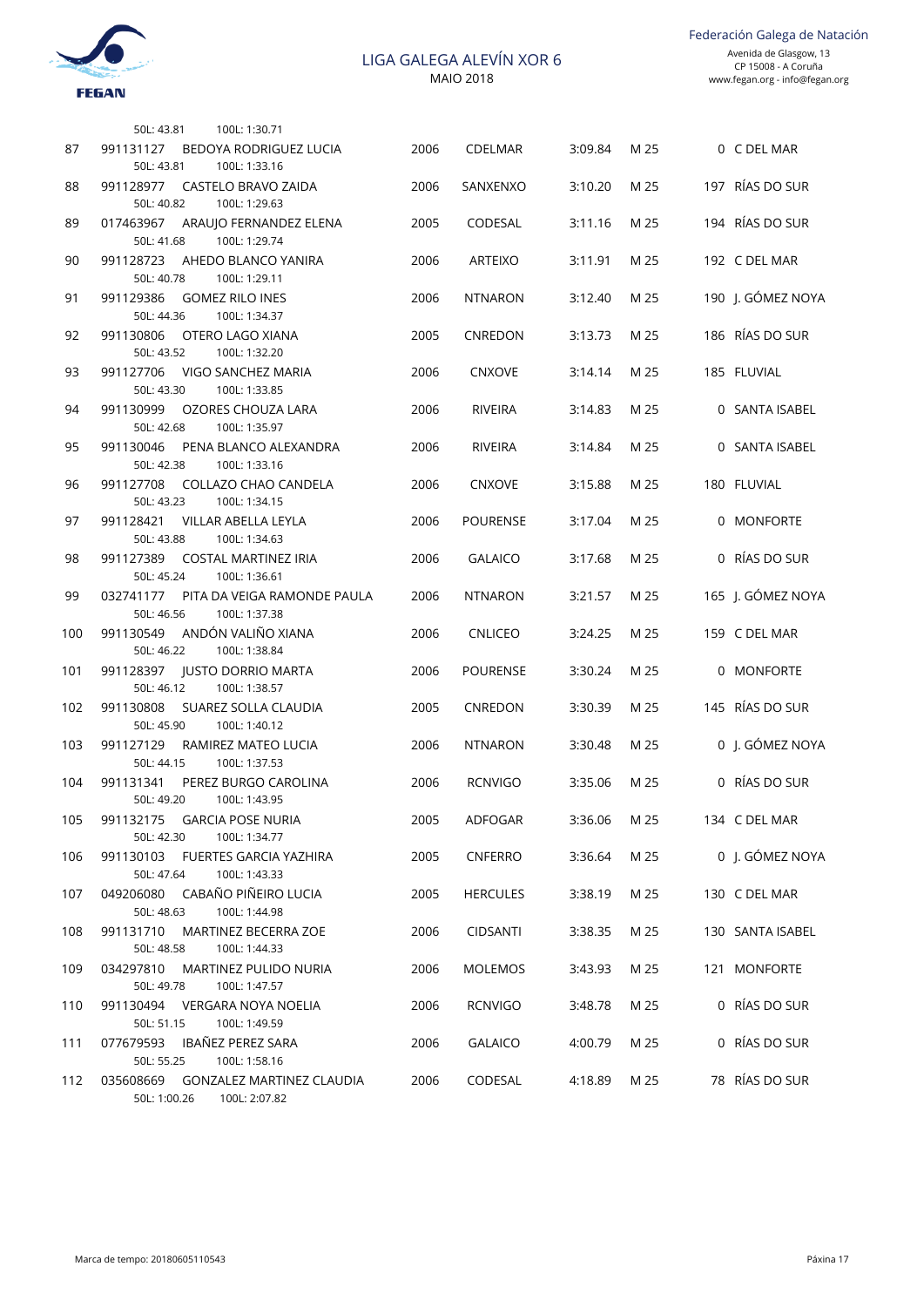# LIGA GALEGA ALEVÍN XOR 6

MAIO 2018

Federación Galega de Natación
Avenida de Glasgow, 13
CP 15008 - A Coruña
www.fegan.org - info@fegan.org

50L: 43.81 100L: 1:30.71

| Pos | Licenza / Nome | Ano | Club | Tempo | Piscina | Puntos | Grupo |
|---|---|---|---|---|---|---|---|
| 87 | 991131127 BEDOYA RODRIGUEZ LUCIA<br>50L: 43.81 100L: 1:33.16 | 2006 | CDELMAR | 3:09.84 | M 25 | 0 | C DEL MAR |
| 88 | 991128977 CASTELO BRAVO ZAIDA<br>50L: 40.82 100L: 1:29.63 | 2006 | SANXENXO | 3:10.20 | M 25 | 197 | RÍAS DO SUR |
| 89 | 017463967 ARAUJO FERNANDEZ ELENA<br>50L: 41.68 100L: 1:29.74 | 2005 | CODESAL | 3:11.16 | M 25 | 194 | RÍAS DO SUR |
| 90 | 991128723 AHEDO BLANCO YANIRA<br>50L: 40.78 100L: 1:29.11 | 2006 | ARTEIXO | 3:11.91 | M 25 | 192 | C DEL MAR |
| 91 | 991129386 GOMEZ RILO INES<br>50L: 44.36 100L: 1:34.37 | 2006 | NTNARON | 3:12.40 | M 25 | 190 | J. GÓMEZ NOYA |
| 92 | 991130806 OTERO LAGO XIANA<br>50L: 43.52 100L: 1:32.20 | 2005 | CNREDON | 3:13.73 | M 25 | 186 | RÍAS DO SUR |
| 93 | 991127706 VIGO SANCHEZ MARIA<br>50L: 43.30 100L: 1:33.85 | 2006 | CNXOVE | 3:14.14 | M 25 | 185 | FLUVIAL |
| 94 | 991130999 OZORES CHOUZA LARA<br>50L: 42.68 100L: 1:35.97 | 2006 | RIVEIRA | 3:14.83 | M 25 | 0 | SANTA ISABEL |
| 95 | 991130046 PENA BLANCO ALEXANDRA<br>50L: 42.38 100L: 1:33.16 | 2006 | RIVEIRA | 3:14.84 | M 25 | 0 | SANTA ISABEL |
| 96 | 991127708 COLLAZO CHAO CANDELA<br>50L: 43.23 100L: 1:34.15 | 2006 | CNXOVE | 3:15.88 | M 25 | 180 | FLUVIAL |
| 97 | 991128421 VILLAR ABELLA LEYLA<br>50L: 43.88 100L: 1:34.63 | 2006 | POURENSE | 3:17.04 | M 25 | 0 | MONFORTE |
| 98 | 991127389 COSTAL MARTINEZ IRIA<br>50L: 45.24 100L: 1:36.61 | 2006 | GALAICO | 3:17.68 | M 25 | 0 | RÍAS DO SUR |
| 99 | 032741177 PITA DA VEIGA RAMONDE PAULA<br>50L: 46.56 100L: 1:37.38 | 2006 | NTNARON | 3:21.57 | M 25 | 165 | J. GÓMEZ NOYA |
| 100 | 991130549 ANDÓN VALIÑO XIANA<br>50L: 46.22 100L: 1:38.84 | 2006 | CNLICEO | 3:24.25 | M 25 | 159 | C DEL MAR |
| 101 | 991128397 JUSTO DORRIO MARTA<br>50L: 46.12 100L: 1:38.57 | 2006 | POURENSE | 3:30.24 | M 25 | 0 | MONFORTE |
| 102 | 991130808 SUAREZ SOLLA CLAUDIA<br>50L: 45.90 100L: 1:40.12 | 2005 | CNREDON | 3:30.39 | M 25 | 145 | RÍAS DO SUR |
| 103 | 991127129 RAMIREZ MATEO LUCIA<br>50L: 44.15 100L: 1:37.53 | 2006 | NTNARON | 3:30.48 | M 25 | 0 | J. GÓMEZ NOYA |
| 104 | 991131341 PEREZ BURGO CAROLINA<br>50L: 49.20 100L: 1:43.95 | 2006 | RCNVIGO | 3:35.06 | M 25 | 0 | RÍAS DO SUR |
| 105 | 991132175 GARCIA POSE NURIA<br>50L: 42.30 100L: 1:34.77 | 2005 | ADFOGAR | 3:36.06 | M 25 | 134 | C DEL MAR |
| 106 | 991130103 FUERTES GARCIA YAZHIRA<br>50L: 47.64 100L: 1:43.33 | 2005 | CNFERRO | 3:36.64 | M 25 | 0 | J. GÓMEZ NOYA |
| 107 | 049206080 CABAÑO PIÑEIRO LUCIA<br>50L: 48.63 100L: 1:44.98 | 2005 | HERCULES | 3:38.19 | M 25 | 130 | C DEL MAR |
| 108 | 991131710 MARTINEZ BECERRA ZOE<br>50L: 48.58 100L: 1:44.33 | 2006 | CIDSANTI | 3:38.35 | M 25 | 130 | SANTA ISABEL |
| 109 | 034297810 MARTINEZ PULIDO NURIA<br>50L: 49.78 100L: 1:47.57 | 2006 | MOLEMOS | 3:43.93 | M 25 | 121 | MONFORTE |
| 110 | 991130494 VERGARA NOYA NOELIA<br>50L: 51.15 100L: 1:49.59 | 2006 | RCNVIGO | 3:48.78 | M 25 | 0 | RÍAS DO SUR |
| 111 | 077679593 IBAÑEZ PEREZ SARA<br>50L: 55.25 100L: 1:58.16 | 2006 | GALAICO | 4:00.79 | M 25 | 0 | RÍAS DO SUR |
| 112 | 035608669 GONZALEZ MARTINEZ CLAUDIA<br>50L: 1:00.26 100L: 2:07.82 | 2006 | CODESAL | 4:18.89 | M 25 | 78 | RÍAS DO SUR |

Marca de tempo: 20180605110543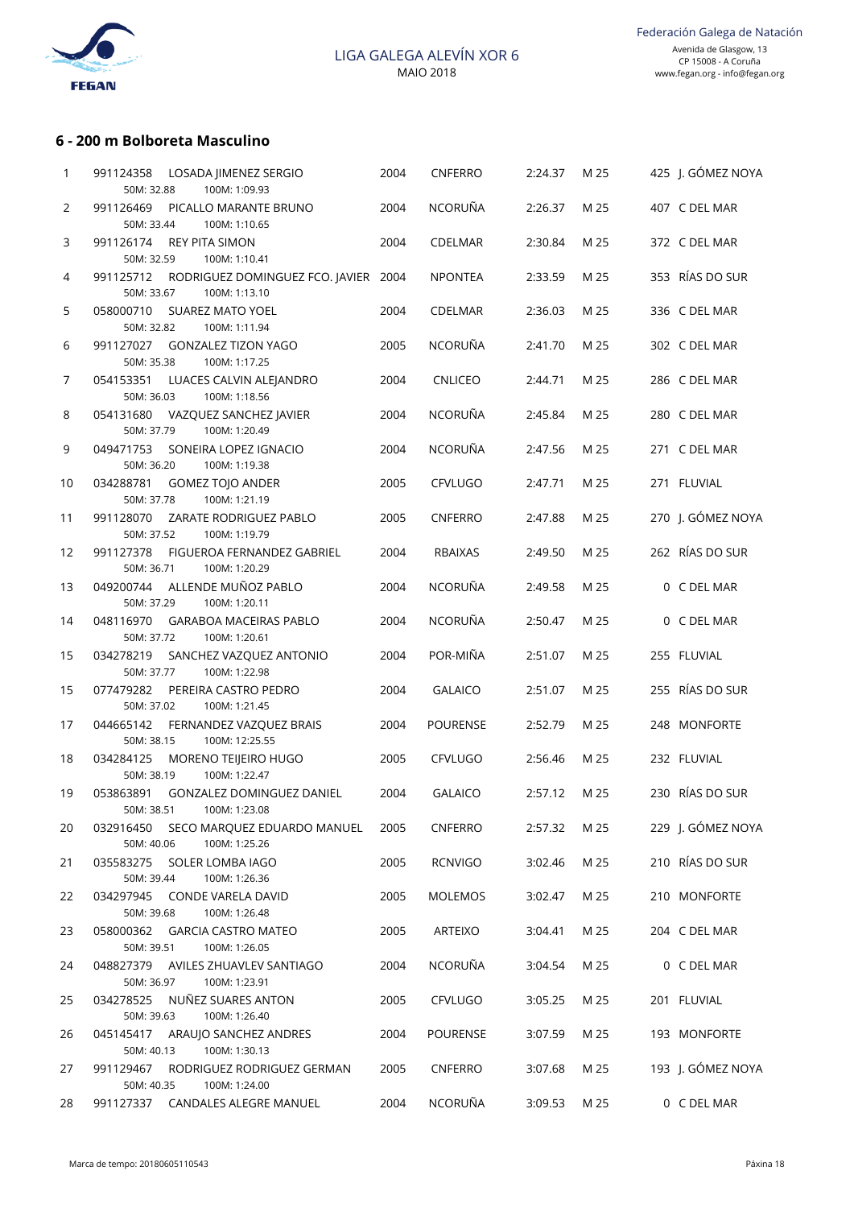LIGA GALEGA ALEVÍN XOR 6
MAIO 2018

Federación Galega de Natación
Avenida de Glasgow, 13
CP 15008 - A Coruña
www.fegan.org - info@fegan.org

## 6 - 200 m Bolboreta Masculino

| Pos. | Licenza | Nome | Ano | Club | Tempo | Piscina | Puntos | Sede |
|---|---|---|---|---|---|---|---|---|
| 1 | 991124358 | LOSADA JIMENEZ SERGIO | 2004 | CNFERRO | 2:24.37 | M 25 | 425 | J. GÓMEZ NOYA |
| | | 50M: 32.88 100M: 1:09.93 | | | | | | |
| 2 | 991126469 | PICALLO MARANTE BRUNO | 2004 | NCORUÑA | 2:26.37 | M 25 | 407 | C DEL MAR |
| | | 50M: 33.44 100M: 1:10.65 | | | | | | |
| 3 | 991126174 | REY PITA SIMON | 2004 | CDELMAR | 2:30.84 | M 25 | 372 | C DEL MAR |
| | | 50M: 32.59 100M: 1:10.41 | | | | | | |
| 4 | 991125712 | RODRIGUEZ DOMINGUEZ FCO. JAVIER | 2004 | NPONTEA | 2:33.59 | M 25 | 353 | RÍAS DO SUR |
| | | 50M: 33.67 100M: 1:13.10 | | | | | | |
| 5 | 058000710 | SUAREZ MATO YOEL | 2004 | CDELMAR | 2:36.03 | M 25 | 336 | C DEL MAR |
| | | 50M: 32.82 100M: 1:11.94 | | | | | | |
| 6 | 991127027 | GONZALEZ TIZON YAGO | 2005 | NCORUÑA | 2:41.70 | M 25 | 302 | C DEL MAR |
| | | 50M: 35.38 100M: 1:17.25 | | | | | | |
| 7 | 054153351 | LUACES CALVIN ALEJANDRO | 2004 | CNLICEO | 2:44.71 | M 25 | 286 | C DEL MAR |
| | | 50M: 36.03 100M: 1:18.56 | | | | | | |
| 8 | 054131680 | VAZQUEZ SANCHEZ JAVIER | 2004 | NCORUÑA | 2:45.84 | M 25 | 280 | C DEL MAR |
| | | 50M: 37.79 100M: 1:20.49 | | | | | | |
| 9 | 049471753 | SONEIRA LOPEZ IGNACIO | 2004 | NCORUÑA | 2:47.56 | M 25 | 271 | C DEL MAR |
| | | 50M: 36.20 100M: 1:19.38 | | | | | | |
| 10 | 034288781 | GOMEZ TOJO ANDER | 2005 | CFVLUGO | 2:47.71 | M 25 | 271 | FLUVIAL |
| | | 50M: 37.78 100M: 1:21.19 | | | | | | |
| 11 | 991128070 | ZARATE RODRIGUEZ PABLO | 2005 | CNFERRO | 2:47.88 | M 25 | 270 | J. GÓMEZ NOYA |
| | | 50M: 37.52 100M: 1:19.79 | | | | | | |
| 12 | 991127378 | FIGUEROA FERNANDEZ GABRIEL | 2004 | RBAIXAS | 2:49.50 | M 25 | 262 | RÍAS DO SUR |
| | | 50M: 36.71 100M: 1:20.29 | | | | | | |
| 13 | 049200744 | ALLENDE MUÑOZ PABLO | 2004 | NCORUÑA | 2:49.58 | M 25 | 0 | C DEL MAR |
| | | 50M: 37.29 100M: 1:20.11 | | | | | | |
| 14 | 048116970 | GARABOA MACEIRAS PABLO | 2004 | NCORUÑA | 2:50.47 | M 25 | 0 | C DEL MAR |
| | | 50M: 37.72 100M: 1:20.61 | | | | | | |
| 15 | 034278219 | SANCHEZ VAZQUEZ ANTONIO | 2004 | POR-MIÑA | 2:51.07 | M 25 | 255 | FLUVIAL |
| | | 50M: 37.77 100M: 1:22.98 | | | | | | |
| 15 | 077479282 | PEREIRA CASTRO PEDRO | 2004 | GALAICO | 2:51.07 | M 25 | 255 | RÍAS DO SUR |
| | | 50M: 37.02 100M: 1:21.45 | | | | | | |
| 17 | 044665142 | FERNANDEZ VAZQUEZ BRAIS | 2004 | POURENSE | 2:52.79 | M 25 | 248 | MONFORTE |
| | | 50M: 38.15 100M: 12:25.55 | | | | | | |
| 18 | 034284125 | MORENO TEIJEIRO HUGO | 2005 | CFVLUGO | 2:56.46 | M 25 | 232 | FLUVIAL |
| | | 50M: 38.19 100M: 1:22.47 | | | | | | |
| 19 | 053863891 | GONZALEZ DOMINGUEZ DANIEL | 2004 | GALAICO | 2:57.12 | M 25 | 230 | RÍAS DO SUR |
| | | 50M: 38.51 100M: 1:23.08 | | | | | | |
| 20 | 032916450 | SECO MARQUEZ EDUARDO MANUEL | 2005 | CNFERRO | 2:57.32 | M 25 | 229 | J. GÓMEZ NOYA |
| | | 50M: 40.06 100M: 1:25.26 | | | | | | |
| 21 | 035583275 | SOLER LOMBA IAGO | 2005 | RCNVIGO | 3:02.46 | M 25 | 210 | RÍAS DO SUR |
| | | 50M: 39.44 100M: 1:26.36 | | | | | | |
| 22 | 034297945 | CONDE VARELA DAVID | 2005 | MOLEMOS | 3:02.47 | M 25 | 210 | MONFORTE |
| | | 50M: 39.68 100M: 1:26.48 | | | | | | |
| 23 | 058000362 | GARCIA CASTRO MATEO | 2005 | ARTEIXO | 3:04.41 | M 25 | 204 | C DEL MAR |
| | | 50M: 39.51 100M: 1:26.05 | | | | | | |
| 24 | 048827379 | AVILES ZHUAVLEV SANTIAGO | 2004 | NCORUÑA | 3:04.54 | M 25 | 0 | C DEL MAR |
| | | 50M: 36.97 100M: 1:23.91 | | | | | | |
| 25 | 034278525 | NUÑEZ SUARES ANTON | 2005 | CFVLUGO | 3:05.25 | M 25 | 201 | FLUVIAL |
| | | 50M: 39.63 100M: 1:26.40 | | | | | | |
| 26 | 045145417 | ARAUJO SANCHEZ ANDRES | 2004 | POURENSE | 3:07.59 | M 25 | 193 | MONFORTE |
| | | 50M: 40.13 100M: 1:30.13 | | | | | | |
| 27 | 991129467 | RODRIGUEZ RODRIGUEZ GERMAN | 2005 | CNFERRO | 3:07.68 | M 25 | 193 | J. GÓMEZ NOYA |
| | | 50M: 40.35 100M: 1:24.00 | | | | | | |
| 28 | 991127337 | CANDALES ALEGRE MANUEL | 2004 | NCORUÑA | 3:09.53 | M 25 | 0 | C DEL MAR |

Marca de tempo: 20180605110543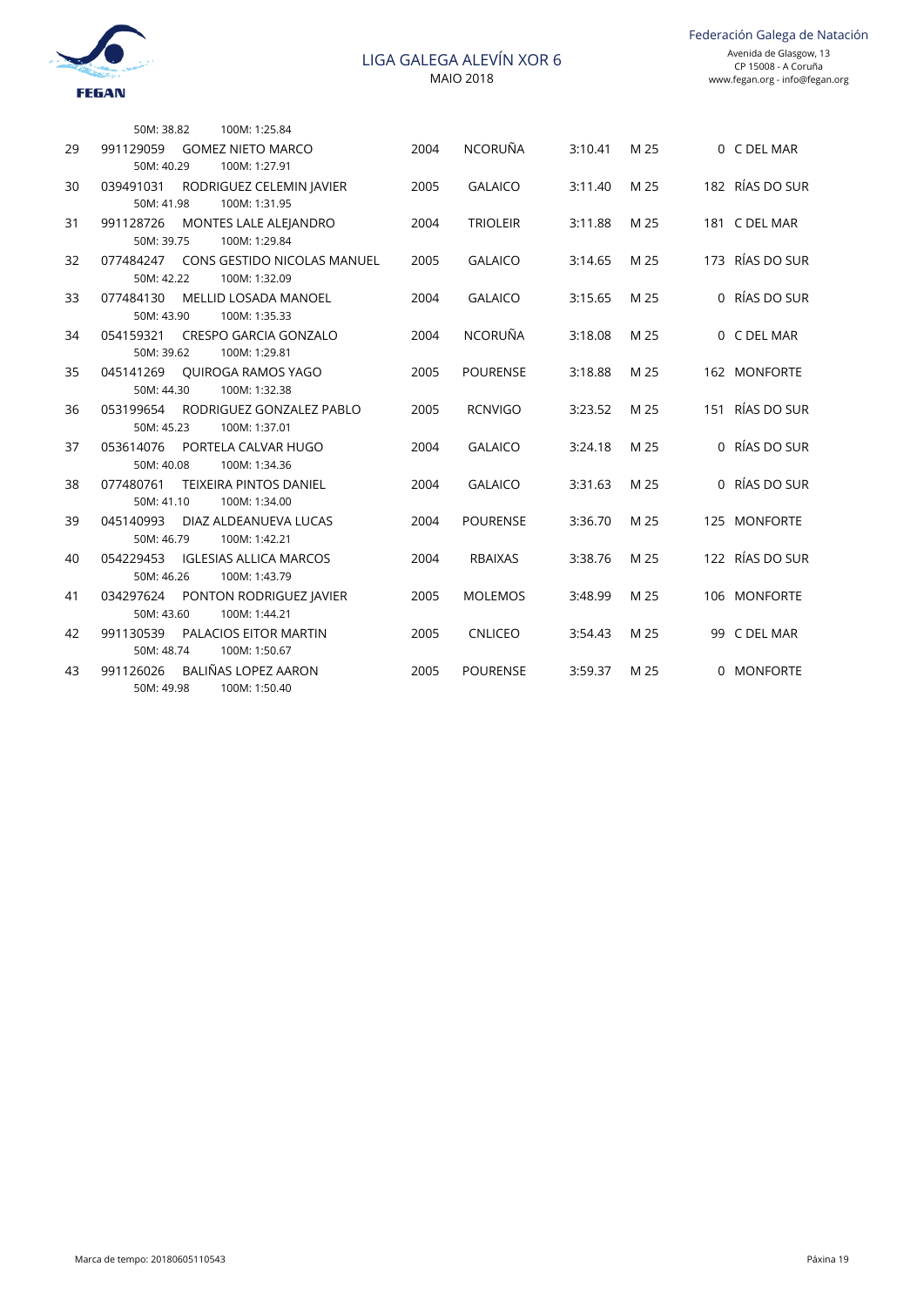LIGA GALEGA ALEVÍN XOR 6
MAIO 2018

| | | | | | | | | |
|---|---|---|---|---|---|---|---|---|
| | | 50M: 38.82 100M: 1:25.84 | | | | | | |
| 29 | 991129059 | GOMEZ NIETO MARCO<br>50M: 40.29 100M: 1:27.91 | 2004 | NCORUÑA | 3:10.41 | M 25 | 0 | C DEL MAR |
| 30 | 039491031 | RODRIGUEZ CELEMIN JAVIER<br>50M: 41.98 100M: 1:31.95 | 2005 | GALAICO | 3:11.40 | M 25 | 182 | RÍAS DO SUR |
| 31 | 991128726 | MONTES LALE ALEJANDRO<br>50M: 39.75 100M: 1:29.84 | 2004 | TRIOLEIR | 3:11.88 | M 25 | 181 | C DEL MAR |
| 32 | 077484247 | CONS GESTIDO NICOLAS MANUEL<br>50M: 42.22 100M: 1:32.09 | 2005 | GALAICO | 3:14.65 | M 25 | 173 | RÍAS DO SUR |
| 33 | 077484130 | MELLID LOSADA MANOEL<br>50M: 43.90 100M: 1:35.33 | 2004 | GALAICO | 3:15.65 | M 25 | 0 | RÍAS DO SUR |
| 34 | 054159321 | CRESPO GARCIA GONZALO<br>50M: 39.62 100M: 1:29.81 | 2004 | NCORUÑA | 3:18.08 | M 25 | 0 | C DEL MAR |
| 35 | 045141269 | QUIROGA RAMOS YAGO<br>50M: 44.30 100M: 1:32.38 | 2005 | POURENSE | 3:18.88 | M 25 | 162 | MONFORTE |
| 36 | 053199654 | RODRIGUEZ GONZALEZ PABLO<br>50M: 45.23 100M: 1:37.01 | 2005 | RCNVIGO | 3:23.52 | M 25 | 151 | RÍAS DO SUR |
| 37 | 053614076 | PORTELA CALVAR HUGO<br>50M: 40.08 100M: 1:34.36 | 2004 | GALAICO | 3:24.18 | M 25 | 0 | RÍAS DO SUR |
| 38 | 077480761 | TEIXEIRA PINTOS DANIEL<br>50M: 41.10 100M: 1:34.00 | 2004 | GALAICO | 3:31.63 | M 25 | 0 | RÍAS DO SUR |
| 39 | 045140993 | DIAZ ALDEANUEVA LUCAS<br>50M: 46.79 100M: 1:42.21 | 2004 | POURENSE | 3:36.70 | M 25 | 125 | MONFORTE |
| 40 | 054229453 | IGLESIAS ALLICA MARCOS<br>50M: 46.26 100M: 1:43.79 | 2004 | RBAIXAS | 3:38.76 | M 25 | 122 | RÍAS DO SUR |
| 41 | 034297624 | PONTON RODRIGUEZ JAVIER<br>50M: 43.60 100M: 1:44.21 | 2005 | MOLEMOS | 3:48.99 | M 25 | 106 | MONFORTE |
| 42 | 991130539 | PALACIOS EITOR MARTIN<br>50M: 48.74 100M: 1:50.67 | 2005 | CNLICEO | 3:54.43 | M 25 | 99 | C DEL MAR |
| 43 | 991126026 | BALIÑAS LOPEZ AARON<br>50M: 49.98 100M: 1:50.40 | 2005 | POURENSE | 3:59.37 | M 25 | 0 | MONFORTE |

Marca de tempo: 20180605110543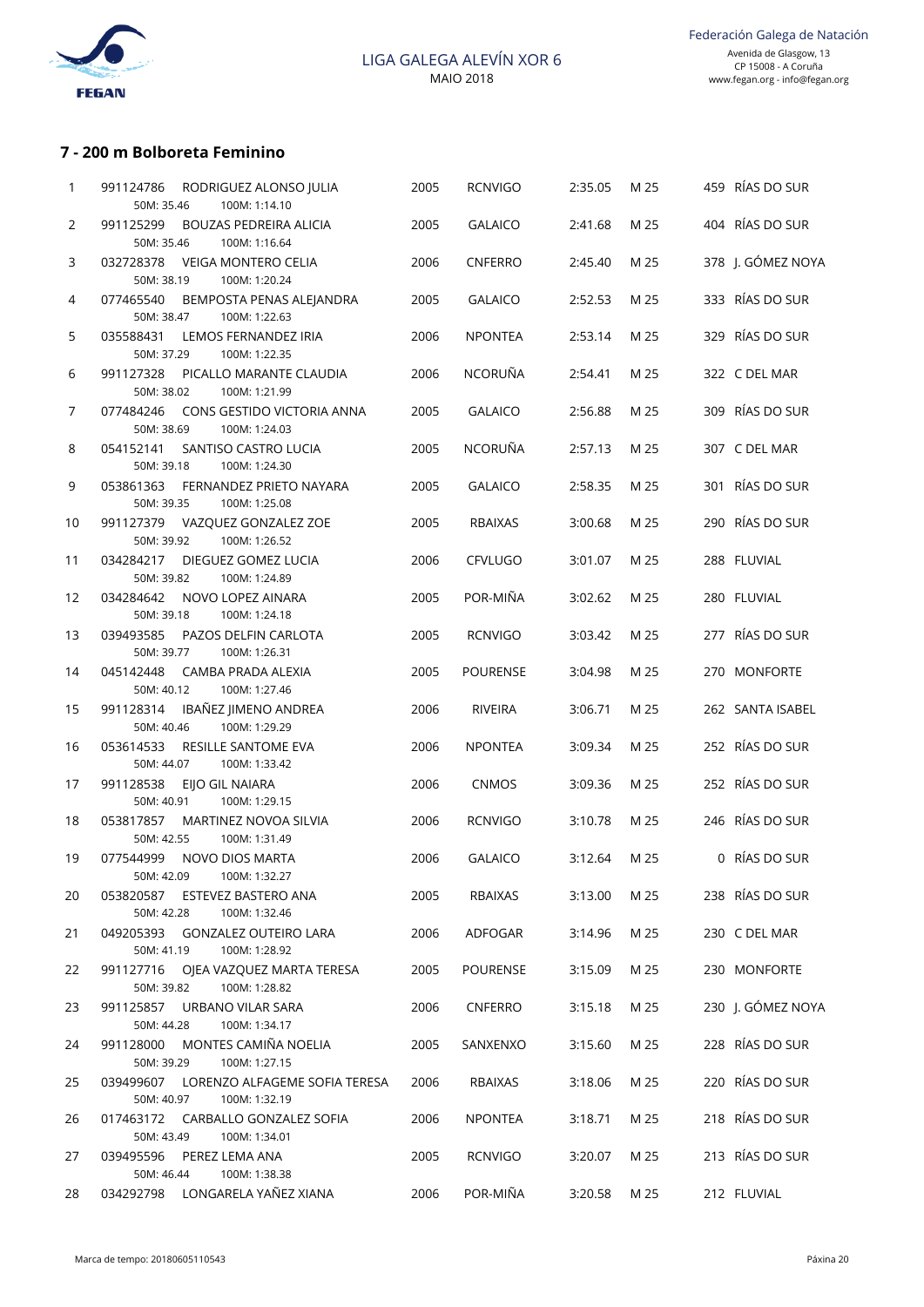## 7 - 200 m Bolboreta Feminino

| Pos | Licenza | Nome | Ano | Club | Tempo | Piscina | Puntos | Sede |
|---|---|---|---|---|---|---|---|---|
| 1 | 991124786 | RODRIGUEZ ALONSO JULIA<br>50M: 35.46 100M: 1:14.10 | 2005 | RCNVIGO | 2:35.05 | M 25 | 459 | RÍAS DO SUR |
| 2 | 991125299 | BOUZAS PEDREIRA ALICIA<br>50M: 35.46 100M: 1:16.64 | 2005 | GALAICO | 2:41.68 | M 25 | 404 | RÍAS DO SUR |
| 3 | 032728378 | VEIGA MONTERO CELIA<br>50M: 38.19 100M: 1:20.24 | 2006 | CNFERRO | 2:45.40 | M 25 | 378 | J. GÓMEZ NOYA |
| 4 | 077465540 | BEMPOSTA PENAS ALEJANDRA<br>50M: 38.47 100M: 1:22.63 | 2005 | GALAICO | 2:52.53 | M 25 | 333 | RÍAS DO SUR |
| 5 | 035588431 | LEMOS FERNANDEZ IRIA<br>50M: 37.29 100M: 1:22.35 | 2006 | NPONTEA | 2:53.14 | M 25 | 329 | RÍAS DO SUR |
| 6 | 991127328 | PICALLO MARANTE CLAUDIA<br>50M: 38.02 100M: 1:21.99 | 2006 | NCORUÑA | 2:54.41 | M 25 | 322 | C DEL MAR |
| 7 | 077484246 | CONS GESTIDO VICTORIA ANNA<br>50M: 38.69 100M: 1:24.03 | 2005 | GALAICO | 2:56.88 | M 25 | 309 | RÍAS DO SUR |
| 8 | 054152141 | SANTISO CASTRO LUCIA<br>50M: 39.18 100M: 1:24.30 | 2005 | NCORUÑA | 2:57.13 | M 25 | 307 | C DEL MAR |
| 9 | 053861363 | FERNANDEZ PRIETO NAYARA<br>50M: 39.35 100M: 1:25.08 | 2005 | GALAICO | 2:58.35 | M 25 | 301 | RÍAS DO SUR |
| 10 | 991127379 | VAZQUEZ GONZALEZ ZOE<br>50M: 39.92 100M: 1:26.52 | 2005 | RBAIXAS | 3:00.68 | M 25 | 290 | RÍAS DO SUR |
| 11 | 034284217 | DIEGUEZ GOMEZ LUCIA<br>50M: 39.82 100M: 1:24.89 | 2006 | CFVLUGO | 3:01.07 | M 25 | 288 | FLUVIAL |
| 12 | 034284642 | NOVO LOPEZ AINARA<br>50M: 39.18 100M: 1:24.18 | 2005 | POR-MIÑA | 3:02.62 | M 25 | 280 | FLUVIAL |
| 13 | 039493585 | PAZOS DELFIN CARLOTA<br>50M: 39.77 100M: 1:26.31 | 2005 | RCNVIGO | 3:03.42 | M 25 | 277 | RÍAS DO SUR |
| 14 | 045142448 | CAMBA PRADA ALEXIA<br>50M: 40.12 100M: 1:27.46 | 2005 | POURENSE | 3:04.98 | M 25 | 270 | MONFORTE |
| 15 | 991128314 | IBAÑEZ JIMENO ANDREA<br>50M: 40.46 100M: 1:29.29 | 2006 | RIVEIRA | 3:06.71 | M 25 | 262 | SANTA ISABEL |
| 16 | 053614533 | RESILLE SANTOME EVA<br>50M: 44.07 100M: 1:33.42 | 2006 | NPONTEA | 3:09.34 | M 25 | 252 | RÍAS DO SUR |
| 17 | 991128538 | EIJO GIL NAIARA<br>50M: 40.91 100M: 1:29.15 | 2006 | CNMOS | 3:09.36 | M 25 | 252 | RÍAS DO SUR |
| 18 | 053817857 | MARTINEZ NOVOA SILVIA<br>50M: 42.55 100M: 1:31.49 | 2006 | RCNVIGO | 3:10.78 | M 25 | 246 | RÍAS DO SUR |
| 19 | 077544999 | NOVO DIOS MARTA<br>50M: 42.09 100M: 1:32.27 | 2006 | GALAICO | 3:12.64 | M 25 | 0 | RÍAS DO SUR |
| 20 | 053820587 | ESTEVEZ BASTERO ANA<br>50M: 42.28 100M: 1:32.46 | 2005 | RBAIXAS | 3:13.00 | M 25 | 238 | RÍAS DO SUR |
| 21 | 049205393 | GONZALEZ OUTEIRO LARA<br>50M: 41.19 100M: 1:28.92 | 2006 | ADFOGAR | 3:14.96 | M 25 | 230 | C DEL MAR |
| 22 | 991127716 | OJEA VAZQUEZ MARTA TERESA<br>50M: 39.82 100M: 1:28.82 | 2005 | POURENSE | 3:15.09 | M 25 | 230 | MONFORTE |
| 23 | 991125857 | URBANO VILAR SARA<br>50M: 44.28 100M: 1:34.17 | 2006 | CNFERRO | 3:15.18 | M 25 | 230 | J. GÓMEZ NOYA |
| 24 | 991128000 | MONTES CAMIÑA NOELIA<br>50M: 39.29 100M: 1:27.15 | 2005 | SANXENXO | 3:15.60 | M 25 | 228 | RÍAS DO SUR |
| 25 | 039499607 | LORENZO ALFAGEME SOFIA TERESA<br>50M: 40.97 100M: 1:32.19 | 2006 | RBAIXAS | 3:18.06 | M 25 | 220 | RÍAS DO SUR |
| 26 | 017463172 | CARBALLO GONZALEZ SOFIA<br>50M: 43.49 100M: 1:34.01 | 2006 | NPONTEA | 3:18.71 | M 25 | 218 | RÍAS DO SUR |
| 27 | 039495596 | PEREZ LEMA ANA<br>50M: 46.44 100M: 1:38.38 | 2005 | RCNVIGO | 3:20.07 | M 25 | 213 | RÍAS DO SUR |
| 28 | 034292798 | LONGARELA YAÑEZ XIANA | 2006 | POR-MIÑA | 3:20.58 | M 25 | 212 | FLUVIAL |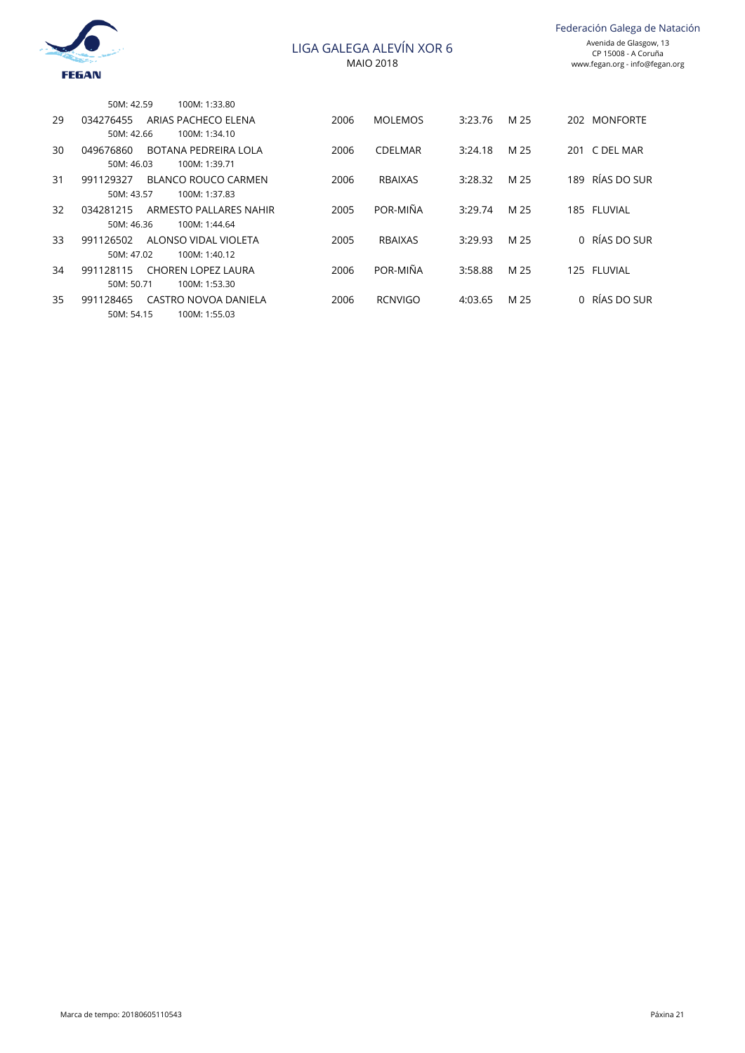50M: 42.59 100M: 1:33.80

| | | | | | | | | |
|---|---|---|---|---|---|---|---|---|
| 29 | 034276455 | ARIAS PACHECO ELENA | 2006 | MOLEMOS | 3:23.76 | M 25 | 202 | MONFORTE |
| | | 50M: 42.66 100M: 1:34.10 | | | | | | |
| 30 | 049676860 | BOTANA PEDREIRA LOLA | 2006 | CDELMAR | 3:24.18 | M 25 | 201 | C DEL MAR |
| | | 50M: 46.03 100M: 1:39.71 | | | | | | |
| 31 | 991129327 | BLANCO ROUCO CARMEN | 2006 | RBAIXAS | 3:28.32 | M 25 | 189 | RÍAS DO SUR |
| | | 50M: 43.57 100M: 1:37.83 | | | | | | |
| 32 | 034281215 | ARMESTO PALLARES NAHIR | 2005 | POR-MIÑA | 3:29.74 | M 25 | 185 | FLUVIAL |
| | | 50M: 46.36 100M: 1:44.64 | | | | | | |
| 33 | 991126502 | ALONSO VIDAL VIOLETA | 2005 | RBAIXAS | 3:29.93 | M 25 | 0 | RÍAS DO SUR |
| | | 50M: 47.02 100M: 1:40.12 | | | | | | |
| 34 | 991128115 | CHOREN LOPEZ LAURA | 2006 | POR-MIÑA | 3:58.88 | M 25 | 125 | FLUVIAL |
| | | 50M: 50.71 100M: 1:53.30 | | | | | | |
| 35 | 991128465 | CASTRO NOVOA DANIELA | 2006 | RCNVIGO | 4:03.65 | M 25 | 0 | RÍAS DO SUR |
| | | 50M: 54.15 100M: 1:55.03 | | | | | | |

Marca de tempo: 20180605110543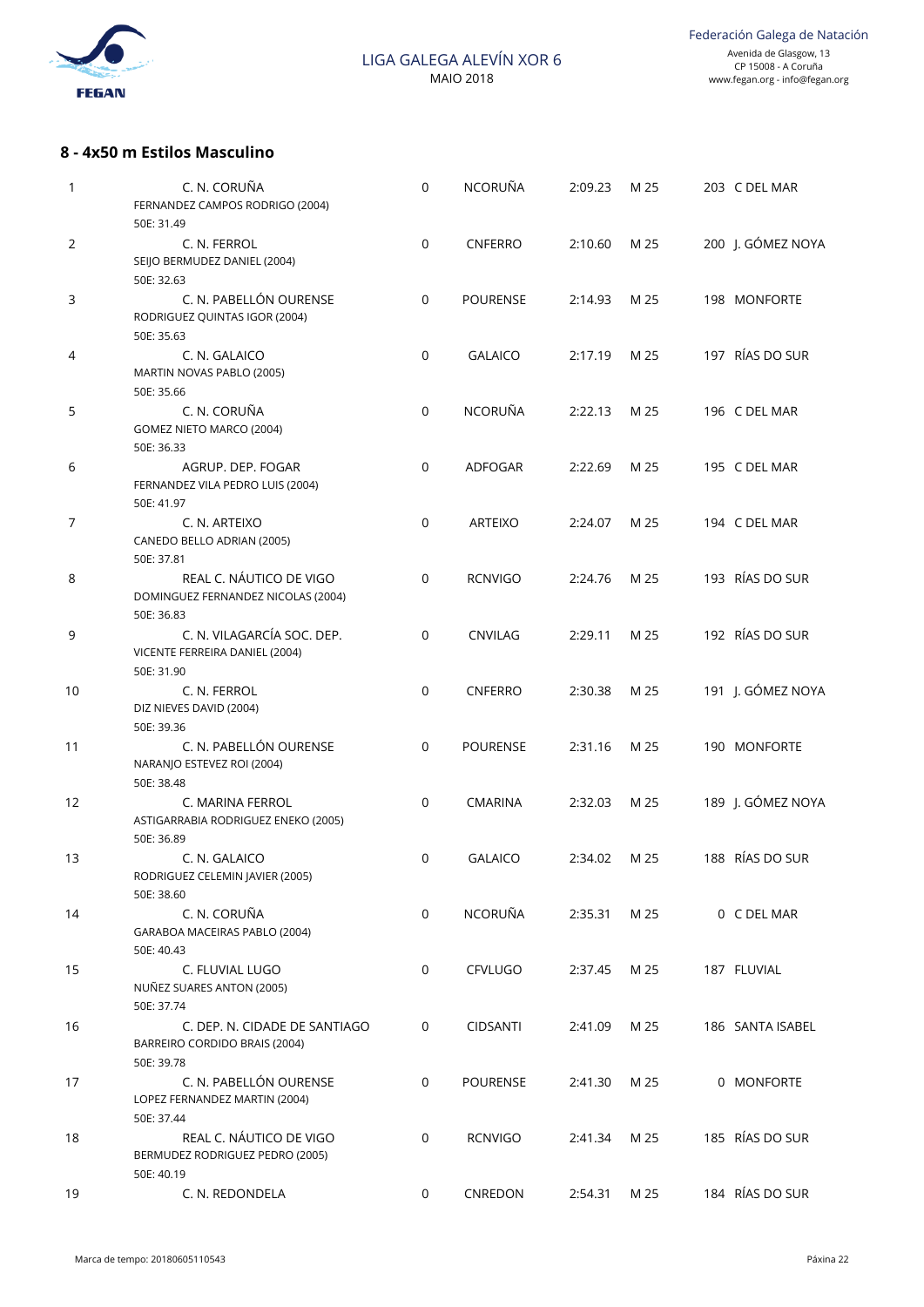### 8 - 4x50 m Estilos Masculino

| | | | | | | | |
|---|---|---|---|---|---|---|---|
| 1 | C. N. CORUÑA<br>FERNANDEZ CAMPOS RODRIGO (2004)<br>50E: 31.49 | 0 | NCORUÑA | 2:09.23 | M 25 | 203 | C DEL MAR |
| 2 | C. N. FERROL<br>SEIJO BERMUDEZ DANIEL (2004)<br>50E: 32.63 | 0 | CNFERRO | 2:10.60 | M 25 | 200 | J. GÓMEZ NOYA |
| 3 | C. N. PABELLÓN OURENSE<br>RODRIGUEZ QUINTAS IGOR (2004)<br>50E: 35.63 | 0 | POURENSE | 2:14.93 | M 25 | 198 | MONFORTE |
| 4 | C. N. GALAICO<br>MARTIN NOVAS PABLO (2005)<br>50E: 35.66 | 0 | GALAICO | 2:17.19 | M 25 | 197 | RÍAS DO SUR |
| 5 | C. N. CORUÑA<br>GOMEZ NIETO MARCO (2004)<br>50E: 36.33 | 0 | NCORUÑA | 2:22.13 | M 25 | 196 | C DEL MAR |
| 6 | AGRUP. DEP. FOGAR<br>FERNANDEZ VILA PEDRO LUIS (2004)<br>50E: 41.97 | 0 | ADFOGAR | 2:22.69 | M 25 | 195 | C DEL MAR |
| 7 | C. N. ARTEIXO<br>CANEDO BELLO ADRIAN (2005)<br>50E: 37.81 | 0 | ARTEIXO | 2:24.07 | M 25 | 194 | C DEL MAR |
| 8 | REAL C. NÁUTICO DE VIGO<br>DOMINGUEZ FERNANDEZ NICOLAS (2004)<br>50E: 36.83 | 0 | RCNVIGO | 2:24.76 | M 25 | 193 | RÍAS DO SUR |
| 9 | C. N. VILAGARCÍA SOC. DEP.<br>VICENTE FERREIRA DANIEL (2004)<br>50E: 31.90 | 0 | CNVILAG | 2:29.11 | M 25 | 192 | RÍAS DO SUR |
| 10 | C. N. FERROL<br>DIZ NIEVES DAVID (2004)<br>50E: 39.36 | 0 | CNFERRO | 2:30.38 | M 25 | 191 | J. GÓMEZ NOYA |
| 11 | C. N. PABELLÓN OURENSE<br>NARANJO ESTEVEZ ROI (2004)<br>50E: 38.48 | 0 | POURENSE | 2:31.16 | M 25 | 190 | MONFORTE |
| 12 | C. MARINA FERROL<br>ASTIGARRABIA RODRIGUEZ ENEKO (2005)<br>50E: 36.89 | 0 | CMARINA | 2:32.03 | M 25 | 189 | J. GÓMEZ NOYA |
| 13 | C. N. GALAICO<br>RODRIGUEZ CELEMIN JAVIER (2005)<br>50E: 38.60 | 0 | GALAICO | 2:34.02 | M 25 | 188 | RÍAS DO SUR |
| 14 | C. N. CORUÑA<br>GARABOA MACEIRAS PABLO (2004)<br>50E: 40.43 | 0 | NCORUÑA | 2:35.31 | M 25 | 0 | C DEL MAR |
| 15 | C. FLUVIAL LUGO<br>NUÑEZ SUARES ANTON (2005)<br>50E: 37.74 | 0 | CFVLUGO | 2:37.45 | M 25 | 187 | FLUVIAL |
| 16 | C. DEP. N. CIDADE DE SANTIAGO<br>BARREIRO CORDIDO BRAIS (2004)<br>50E: 39.78 | 0 | CIDSANTI | 2:41.09 | M 25 | 186 | SANTA ISABEL |
| 17 | C. N. PABELLÓN OURENSE<br>LOPEZ FERNANDEZ MARTIN (2004)<br>50E: 37.44 | 0 | POURENSE | 2:41.30 | M 25 | 0 | MONFORTE |
| 18 | REAL C. NÁUTICO DE VIGO<br>BERMUDEZ RODRIGUEZ PEDRO (2005)<br>50E: 40.19 | 0 | RCNVIGO | 2:41.34 | M 25 | 185 | RÍAS DO SUR |
| 19 | C. N. REDONDELA | 0 | CNREDON | 2:54.31 | M 25 | 184 | RÍAS DO SUR |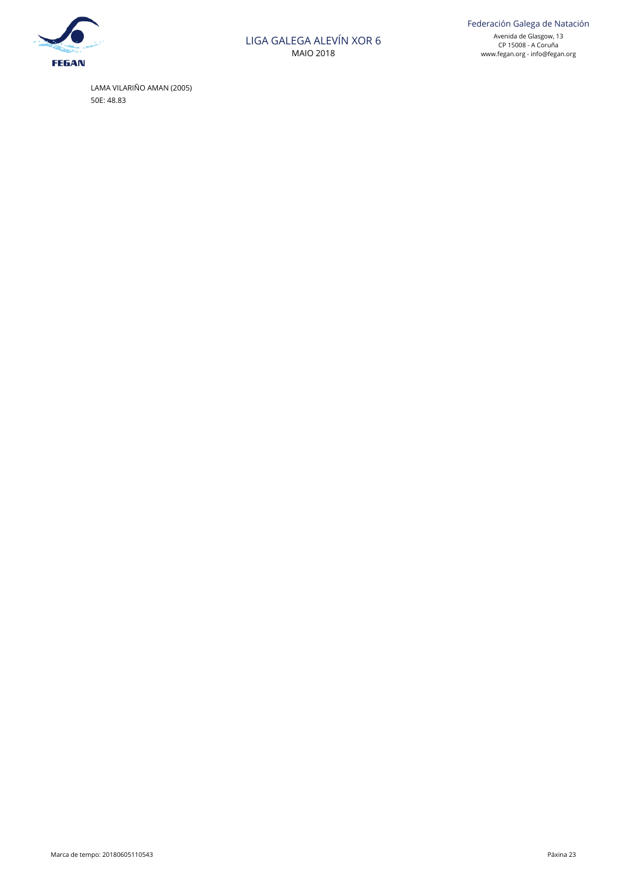LAMA VILARIÑO AMAN (2005)

50E: 48.83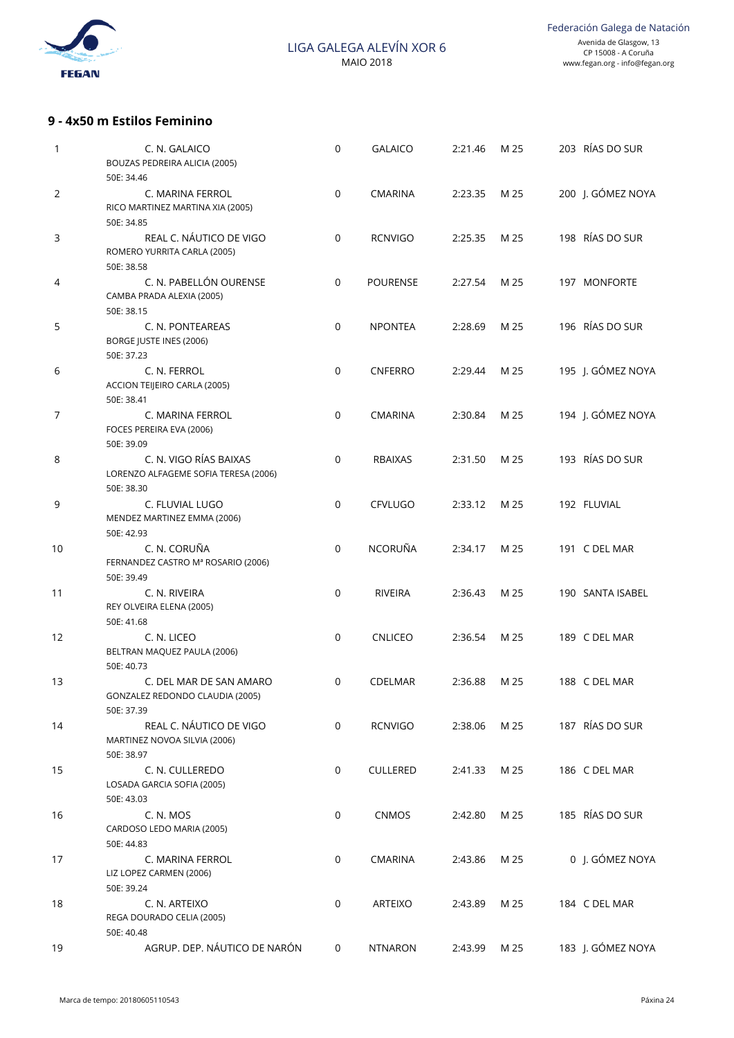## 9 - 4x50 m Estilos Feminino

| Pos. | Club / Nadadora | | Equipo | Tempo | Piscina | Puntos | Sede |
|---|---|---|---|---|---|---|---|
| 1 | C. N. GALAICO<br>BOUZAS PEDREIRA ALICIA (2005)<br>50E: 34.46 | 0 | GALAICO | 2:21.46 | M 25 | 203 | RÍAS DO SUR |
| 2 | C. MARINA FERROL<br>RICO MARTINEZ MARTINA XIA (2005)<br>50E: 34.85 | 0 | CMARINA | 2:23.35 | M 25 | 200 | J. GÓMEZ NOYA |
| 3 | REAL C. NÁUTICO DE VIGO<br>ROMERO YURRITA CARLA (2005)<br>50E: 38.58 | 0 | RCNVIGO | 2:25.35 | M 25 | 198 | RÍAS DO SUR |
| 4 | C. N. PABELLÓN OURENSE<br>CAMBA PRADA ALEXIA (2005)<br>50E: 38.15 | 0 | POURENSE | 2:27.54 | M 25 | 197 | MONFORTE |
| 5 | C. N. PONTEAREAS<br>BORGE JUSTE INES (2006)<br>50E: 37.23 | 0 | NPONTEA | 2:28.69 | M 25 | 196 | RÍAS DO SUR |
| 6 | C. N. FERROL<br>ACCION TEIJEIRO CARLA (2005)<br>50E: 38.41 | 0 | CNFERRO | 2:29.44 | M 25 | 195 | J. GÓMEZ NOYA |
| 7 | C. MARINA FERROL<br>FOCES PEREIRA EVA (2006)<br>50E: 39.09 | 0 | CMARINA | 2:30.84 | M 25 | 194 | J. GÓMEZ NOYA |
| 8 | C. N. VIGO RÍAS BAIXAS<br>LORENZO ALFAGEME SOFIA TERESA (2006)<br>50E: 38.30 | 0 | RBAIXAS | 2:31.50 | M 25 | 193 | RÍAS DO SUR |
| 9 | C. FLUVIAL LUGO<br>MENDEZ MARTINEZ EMMA (2006)<br>50E: 42.93 | 0 | CFVLUGO | 2:33.12 | M 25 | 192 | FLUVIAL |
| 10 | C. N. CORUÑA<br>FERNANDEZ CASTRO Mª ROSARIO (2006)<br>50E: 39.49 | 0 | NCORUÑA | 2:34.17 | M 25 | 191 | C DEL MAR |
| 11 | C. N. RIVEIRA<br>REY OLVEIRA ELENA (2005)<br>50E: 41.68 | 0 | RIVEIRA | 2:36.43 | M 25 | 190 | SANTA ISABEL |
| 12 | C. N. LICEO<br>BELTRAN MAQUEZ PAULA (2006)<br>50E: 40.73 | 0 | CNLICEO | 2:36.54 | M 25 | 189 | C DEL MAR |
| 13 | C. DEL MAR DE SAN AMARO<br>GONZALEZ REDONDO CLAUDIA (2005)<br>50E: 37.39 | 0 | CDELMAR | 2:36.88 | M 25 | 188 | C DEL MAR |
| 14 | REAL C. NÁUTICO DE VIGO<br>MARTINEZ NOVOA SILVIA (2006)<br>50E: 38.97 | 0 | RCNVIGO | 2:38.06 | M 25 | 187 | RÍAS DO SUR |
| 15 | C. N. CULLEREDO<br>LOSADA GARCIA SOFIA (2005)<br>50E: 43.03 | 0 | CULLERED | 2:41.33 | M 25 | 186 | C DEL MAR |
| 16 | C. N. MOS<br>CARDOSO LEDO MARIA (2005)<br>50E: 44.83 | 0 | CNMOS | 2:42.80 | M 25 | 185 | RÍAS DO SUR |
| 17 | C. MARINA FERROL<br>LIZ LOPEZ CARMEN (2006)<br>50E: 39.24 | 0 | CMARINA | 2:43.86 | M 25 | 0 | J. GÓMEZ NOYA |
| 18 | C. N. ARTEIXO<br>REGA DOURADO CELIA (2005)<br>50E: 40.48 | 0 | ARTEIXO | 2:43.89 | M 25 | 184 | C DEL MAR |
| 19 | AGRUP. DEP. NÁUTICO DE NARÓN | 0 | NTNARON | 2:43.99 | M 25 | 183 | J. GÓMEZ NOYA |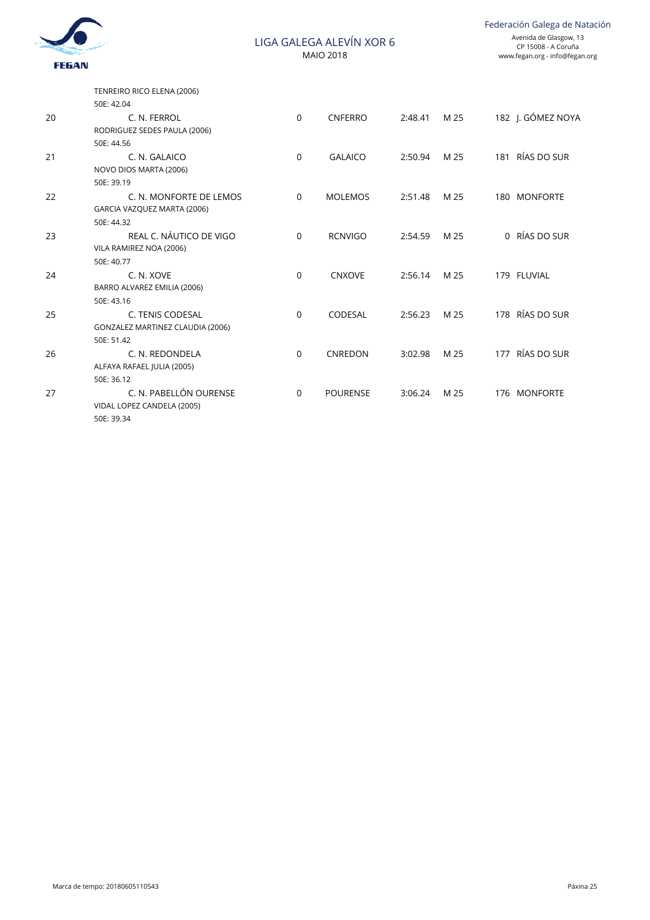# LIGA GALEGA ALEVÍN XOR 6

MAIO 2018

Federación Galega de Natación

Avenida de Glasgow, 13
CP 15008 - A Coruña
www.fegan.org - info@fegan.org

| | | | | | | | |
|---|---|---|---|---|---|---|---|
| | TENREIRO RICO ELENA (2006)<br>50E: 42.04 | | | | | | |
| 20 | C. N. FERROL<br>RODRIGUEZ SEDES PAULA (2006)<br>50E: 44.56 | 0 | CNFERRO | 2:48.41 | M 25 | 182 | J. GÓMEZ NOYA |
| 21 | C. N. GALAICO<br>NOVO DIOS MARTA (2006)<br>50E: 39.19 | 0 | GALAICO | 2:50.94 | M 25 | 181 | RÍAS DO SUR |
| 22 | C. N. MONFORTE DE LEMOS<br>GARCIA VAZQUEZ MARTA (2006)<br>50E: 44.32 | 0 | MOLEMOS | 2:51.48 | M 25 | 180 | MONFORTE |
| 23 | REAL C. NÁUTICO DE VIGO<br>VILA RAMIREZ NOA (2006)<br>50E: 40.77 | 0 | RCNVIGO | 2:54.59 | M 25 | 0 | RÍAS DO SUR |
| 24 | C. N. XOVE<br>BARRO ALVAREZ EMILIA (2006)<br>50E: 43.16 | 0 | CNXOVE | 2:56.14 | M 25 | 179 | FLUVIAL |
| 25 | C. TENIS CODESAL<br>GONZALEZ MARTINEZ CLAUDIA (2006)<br>50E: 51.42 | 0 | CODESAL | 2:56.23 | M 25 | 178 | RÍAS DO SUR |
| 26 | C. N. REDONDELA<br>ALFAYA RAFAEL JULIA (2005)<br>50E: 36.12 | 0 | CNREDON | 3:02.98 | M 25 | 177 | RÍAS DO SUR |
| 27 | C. N. PABELLÓN OURENSE<br>VIDAL LOPEZ CANDELA (2005)<br>50E: 39.34 | 0 | POURENSE | 3:06.24 | M 25 | 176 | MONFORTE |

Marca de tempo: 20180605110543